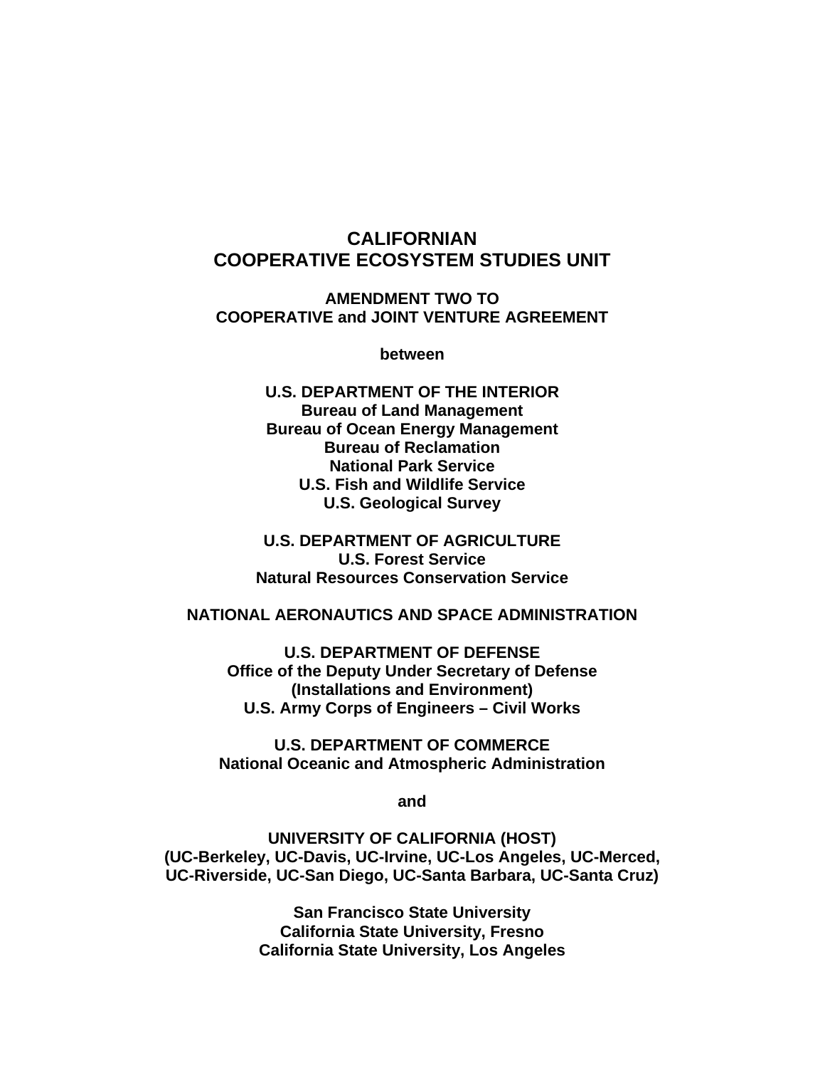# CALIFORNIAN COOPERATIVE ECOSYSTEM STUDIES UNIT

## AMENDMENT TWO TO COOPERATIVE and JOINT VENTURE AGREEMENT

**between**

**U.S. DEPARTMENT OF THE INTERIOR**
**Bureau of Land Management**
**Bureau of Ocean Energy Management**
**Bureau of Reclamation**
**National Park Service**
**U.S. Fish and Wildlife Service**
**U.S. Geological Survey**

**U.S. DEPARTMENT OF AGRICULTURE**
**U.S. Forest Service**
**Natural Resources Conservation Service**

**NATIONAL AERONAUTICS AND SPACE ADMINISTRATION**

**U.S. DEPARTMENT OF DEFENSE**
**Office of the Deputy Under Secretary of Defense (Installations and Environment)**
**U.S. Army Corps of Engineers – Civil Works**

**U.S. DEPARTMENT OF COMMERCE**
**National Oceanic and Atmospheric Administration**

**and**

**UNIVERSITY OF CALIFORNIA (HOST)**
**(UC-Berkeley, UC-Davis, UC-Irvine, UC-Los Angeles, UC-Merced, UC-Riverside, UC-San Diego, UC-Santa Barbara, UC-Santa Cruz)**

**San Francisco State University**
**California State University, Fresno**
**California State University, Los Angeles**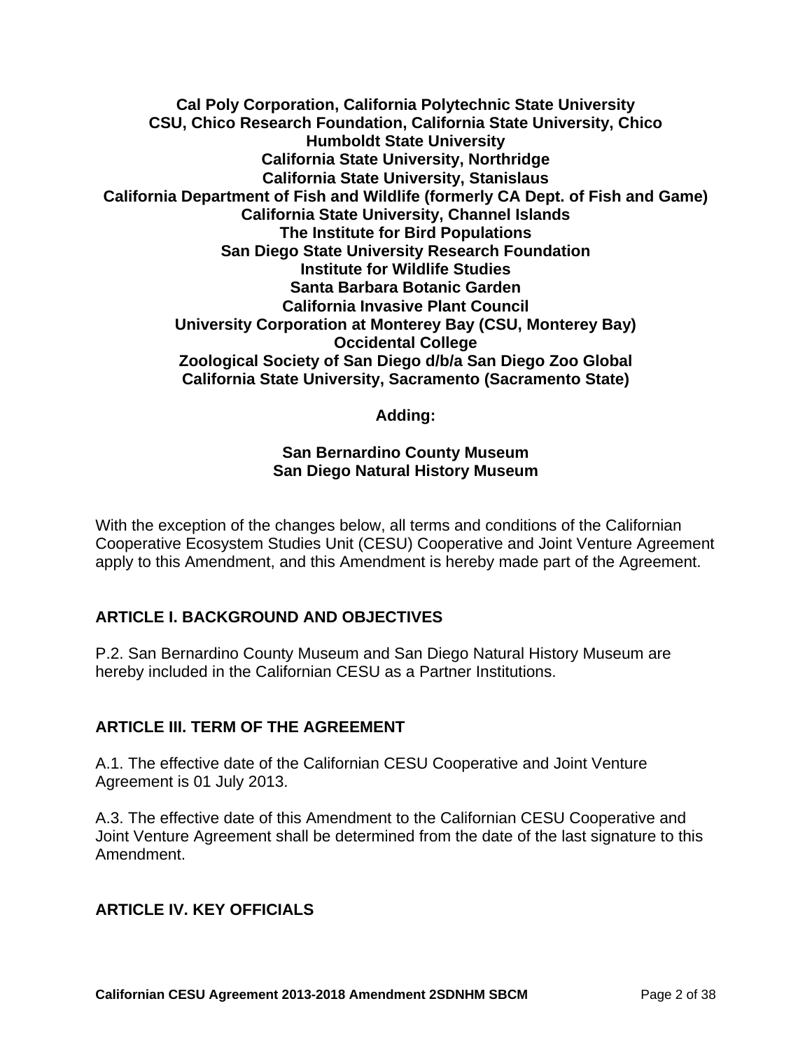**Cal Poly Corporation, California Polytechnic State University**
**CSU, Chico Research Foundation, California State University, Chico**
**Humboldt State University**
**California State University, Northridge**
**California State University, Stanislaus**
**California Department of Fish and Wildlife (formerly CA Dept. of Fish and Game)**
**California State University, Channel Islands**
**The Institute for Bird Populations**
**San Diego State University Research Foundation**
**Institute for Wildlife Studies**
**Santa Barbara Botanic Garden**
**California Invasive Plant Council**
**University Corporation at Monterey Bay (CSU, Monterey Bay)**
**Occidental College**
**Zoological Society of San Diego d/b/a San Diego Zoo Global**
**California State University, Sacramento (Sacramento State)**

**Adding:**

**San Bernardino County Museum**
**San Diego Natural History Museum**

With the exception of the changes below, all terms and conditions of the Californian Cooperative Ecosystem Studies Unit (CESU) Cooperative and Joint Venture Agreement apply to this Amendment, and this Amendment is hereby made part of the Agreement.

## ARTICLE I. BACKGROUND AND OBJECTIVES

P.2. San Bernardino County Museum and San Diego Natural History Museum are hereby included in the Californian CESU as a Partner Institutions.

## ARTICLE III. TERM OF THE AGREEMENT

A.1. The effective date of the Californian CESU Cooperative and Joint Venture Agreement is 01 July 2013.

A.3. The effective date of this Amendment to the Californian CESU Cooperative and Joint Venture Agreement shall be determined from the date of the last signature to this Amendment.

## ARTICLE IV. KEY OFFICIALS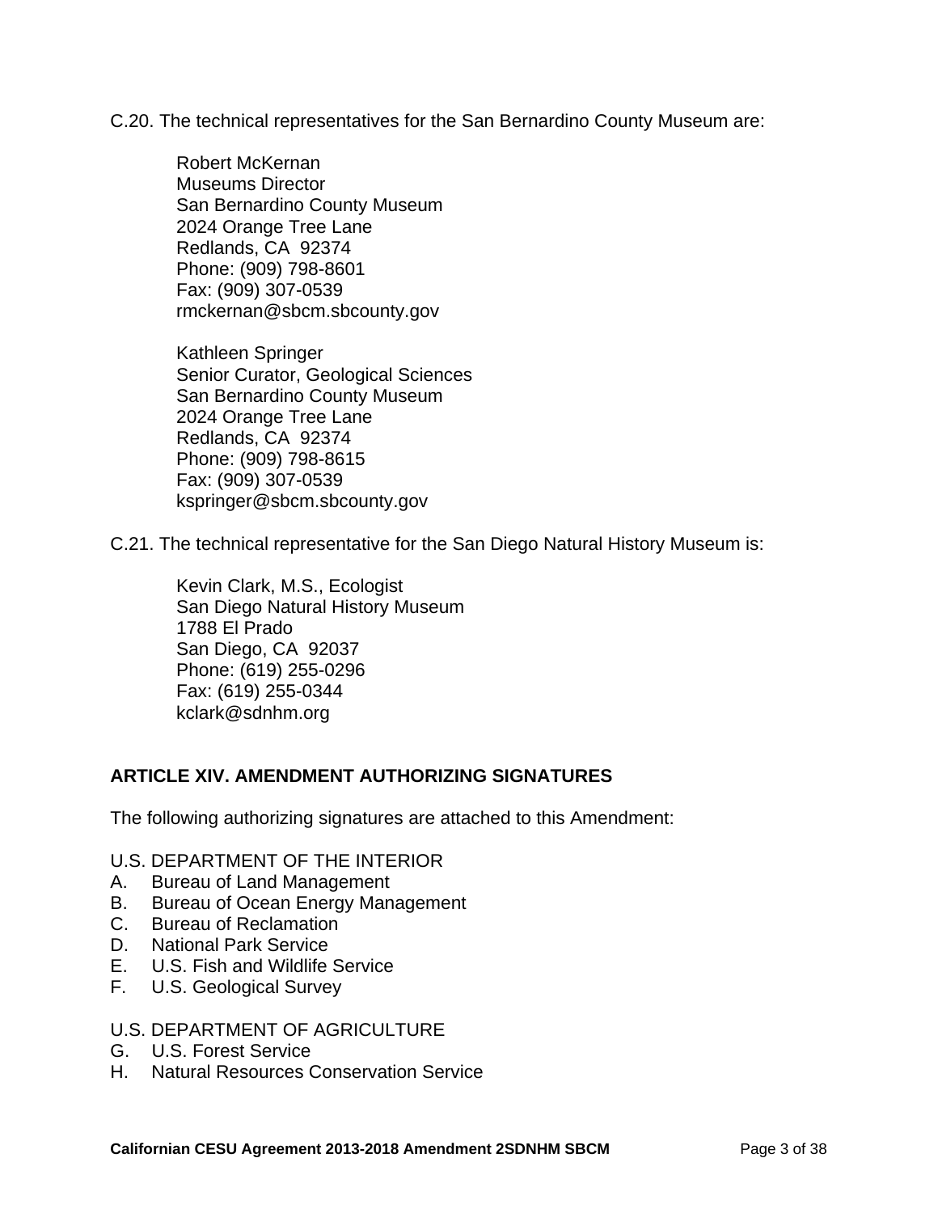C.20. The technical representatives for the San Bernardino County Museum are:

Robert McKernan  
Museums Director  
San Bernardino County Museum  
2024 Orange Tree Lane  
Redlands, CA 92374  
Phone: (909) 798-8601  
Fax: (909) 307-0539  
rmckernan@sbcm.sbcounty.gov

Kathleen Springer  
Senior Curator, Geological Sciences  
San Bernardino County Museum  
2024 Orange Tree Lane  
Redlands, CA 92374  
Phone: (909) 798-8615  
Fax: (909) 307-0539  
kspringer@sbcm.sbcounty.gov

C.21. The technical representative for the San Diego Natural History Museum is:

Kevin Clark, M.S., Ecologist  
San Diego Natural History Museum  
1788 El Prado  
San Diego, CA 92037  
Phone: (619) 255-0296  
Fax: (619) 255-0344  
kclark@sdnhm.org

## ARTICLE XIV. AMENDMENT AUTHORIZING SIGNATURES

The following authorizing signatures are attached to this Amendment:

U.S. DEPARTMENT OF THE INTERIOR

A. Bureau of Land Management
B. Bureau of Ocean Energy Management
C. Bureau of Reclamation
D. National Park Service
E. U.S. Fish and Wildlife Service
F. U.S. Geological Survey

U.S. DEPARTMENT OF AGRICULTURE

G. U.S. Forest Service
H. Natural Resources Conservation Service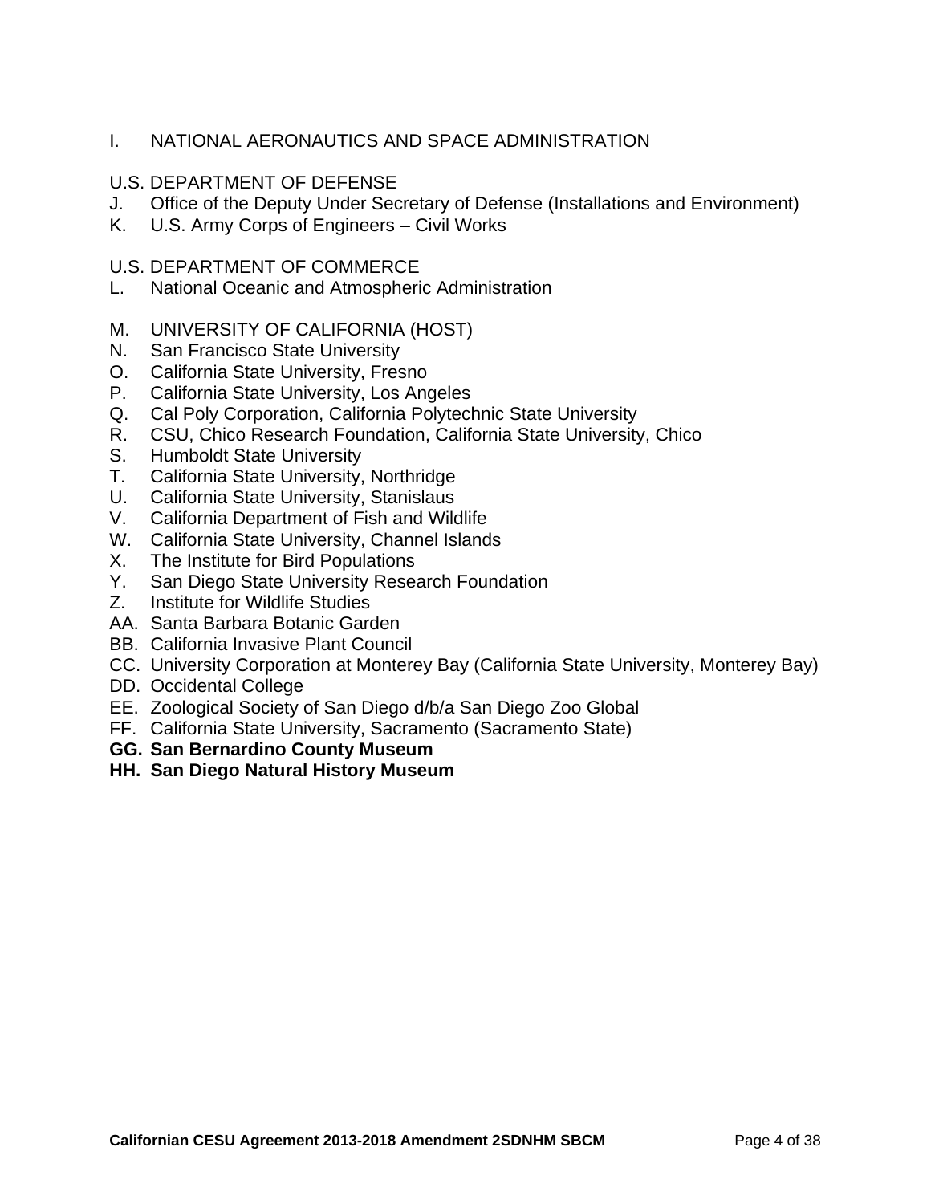I. NATIONAL AERONAUTICS AND SPACE ADMINISTRATION

U.S. DEPARTMENT OF DEFENSE

J. Office of the Deputy Under Secretary of Defense (Installations and Environment)
K. U.S. Army Corps of Engineers – Civil Works

U.S. DEPARTMENT OF COMMERCE

L. National Oceanic and Atmospheric Administration

M. UNIVERSITY OF CALIFORNIA (HOST)
N. San Francisco State University
O. California State University, Fresno
P. California State University, Los Angeles
Q. Cal Poly Corporation, California Polytechnic State University
R. CSU, Chico Research Foundation, California State University, Chico
S. Humboldt State University
T. California State University, Northridge
U. California State University, Stanislaus
V. California Department of Fish and Wildlife
W. California State University, Channel Islands
X. The Institute for Bird Populations
Y. San Diego State University Research Foundation
Z. Institute for Wildlife Studies
AA. Santa Barbara Botanic Garden
BB. California Invasive Plant Council
CC. University Corporation at Monterey Bay (California State University, Monterey Bay)
DD. Occidental College
EE. Zoological Society of San Diego d/b/a San Diego Zoo Global
FF. California State University, Sacramento (Sacramento State)
**GG. San Bernardino County Museum**
**HH. San Diego Natural History Museum**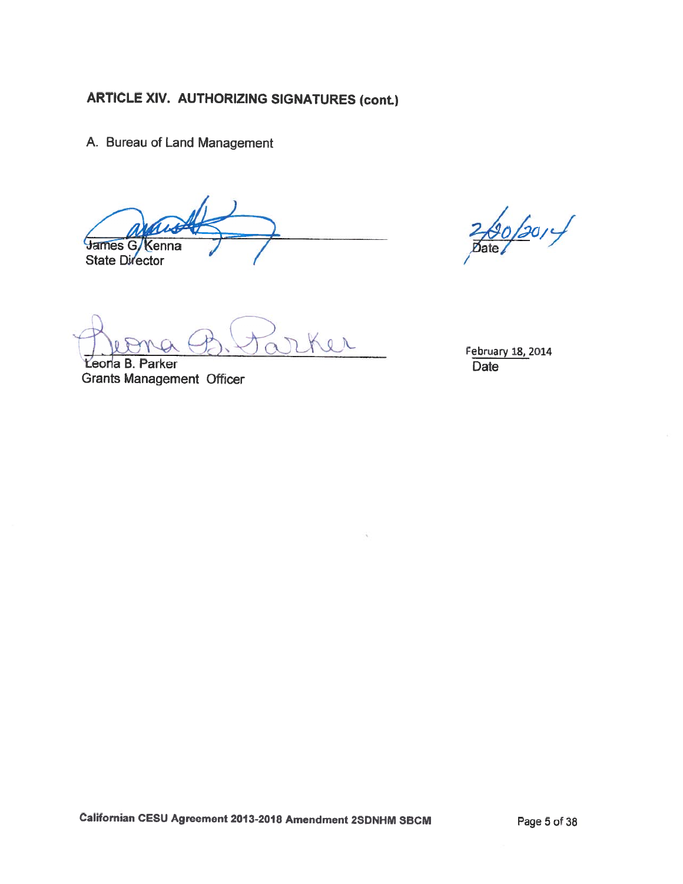## ARTICLE XIV. AUTHORIZING SIGNATURES (cont.)

A. Bureau of Land Management

James G. Kenna
State Director

2/20/2014
Date

Leona B. Parker
Grants Management Officer

February 18, 2014
Date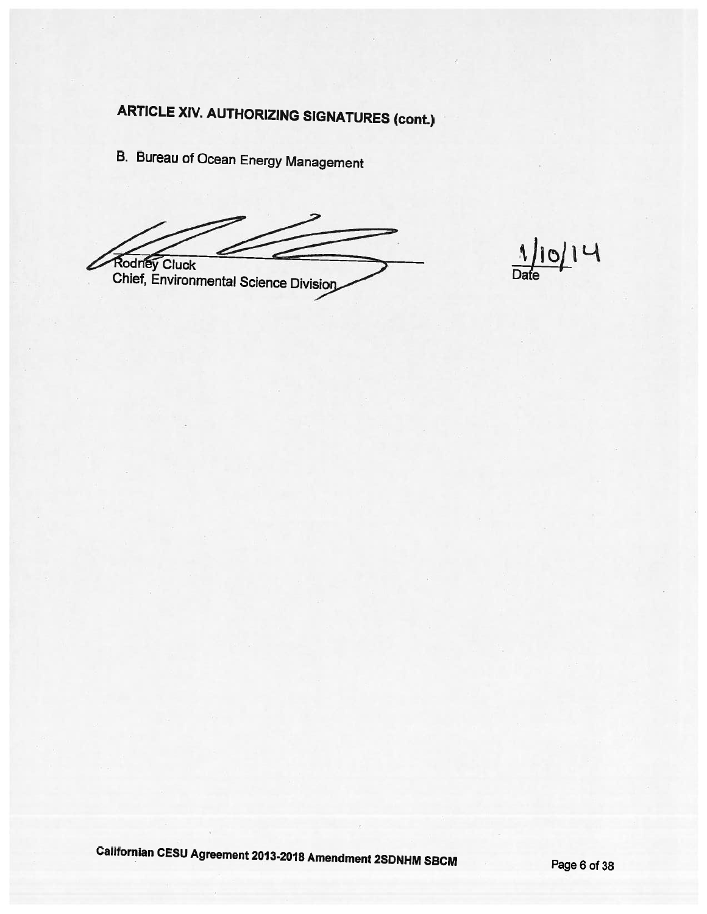## ARTICLE XIV. AUTHORIZING SIGNATURES (cont.)

B. Bureau of Ocean Energy Management

Rodney Cluck
Chief, Environmental Science Division

1/10/14
Date

Californian CESU Agreement 2013-2018 Amendment 2SDNHM SBCM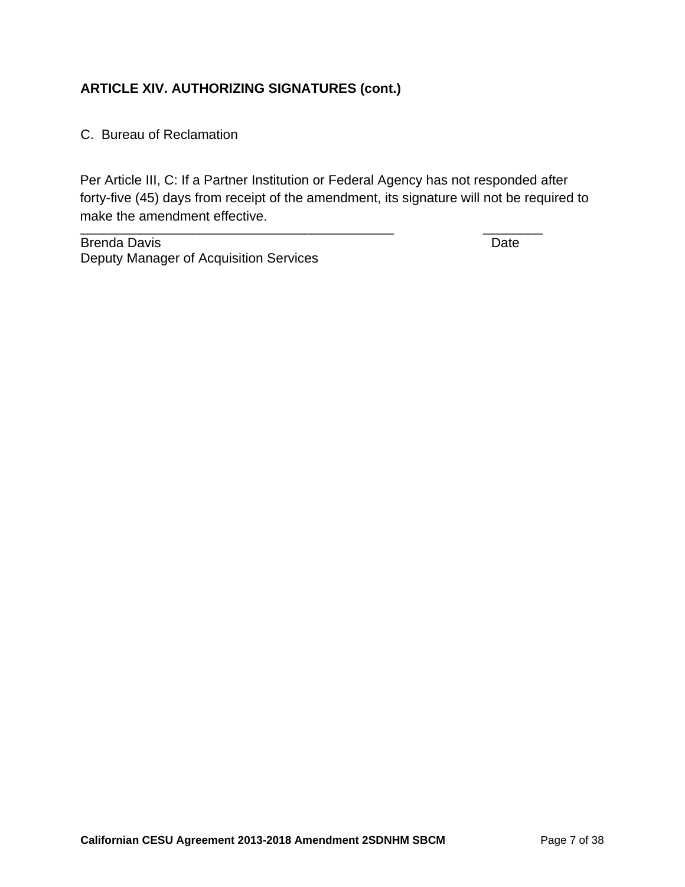**ARTICLE XIV. AUTHORIZING SIGNATURES (cont.)**

C. Bureau of Reclamation

Per Article III, C: If a Partner Institution or Federal Agency has not responded after forty-five (45) days from receipt of the amendment, its signature will not be required to make the amendment effective.

\_\_\_\_\_\_\_\_\_\_\_\_\_\_\_\_\_\_\_\_\_\_\_\_\_\_\_\_\_\_\_\_\_\_\_\_\_\_\_\_\_\_\_\_ \_\_\_\_\_\_\_\_

Brenda Davis Date

Deputy Manager of Acquisition Services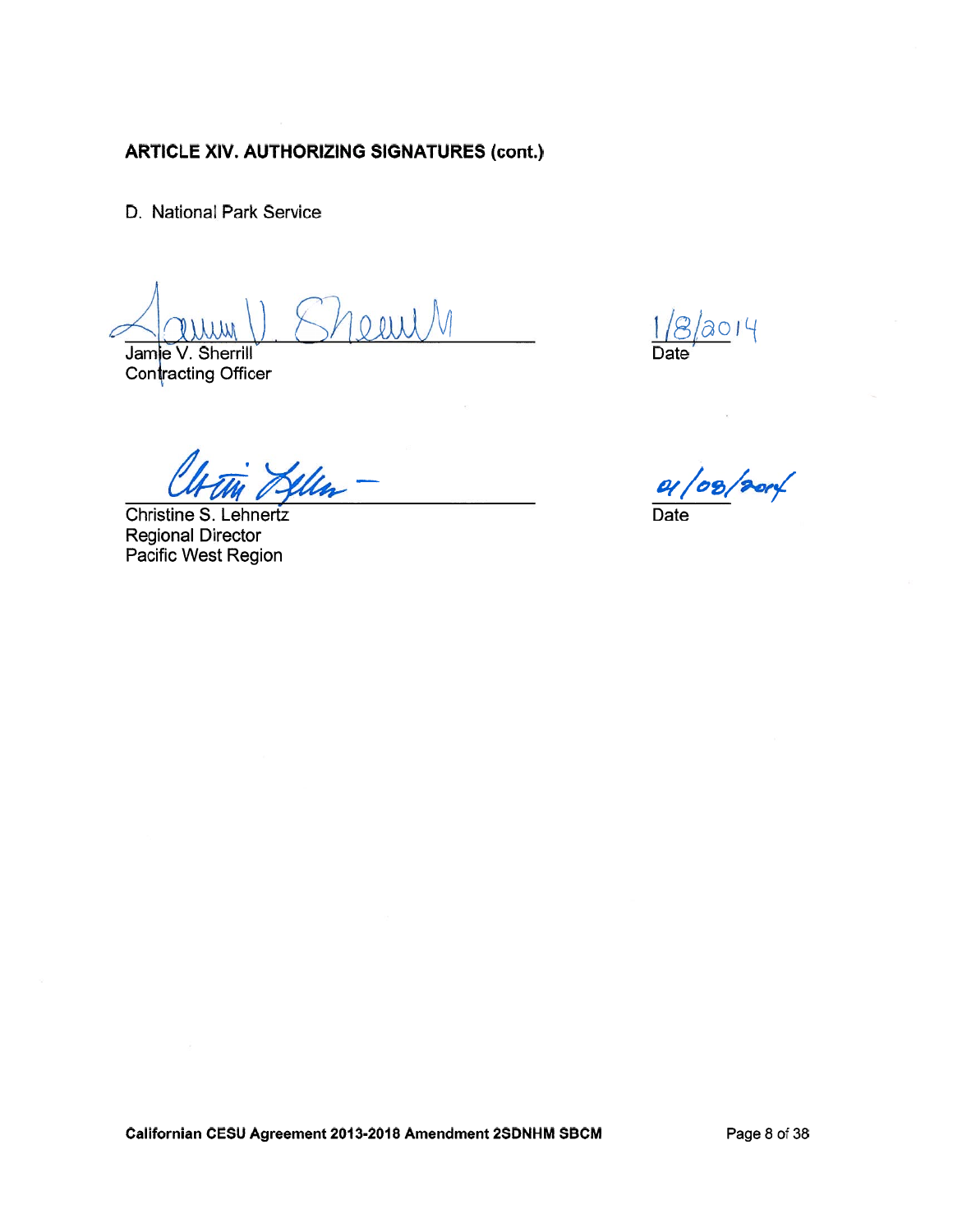## ARTICLE XIV. AUTHORIZING SIGNATURES (cont.)

D. National Park Service

Jamie V. Sherrill  
Contracting Officer

1/8/2014  
Date

Christine S. Lehnertz  
Regional Director  
Pacific West Region

01/08/2014  
Date

**Californian CESU Agreement 2013-2018 Amendment 2SDNHM SBCM**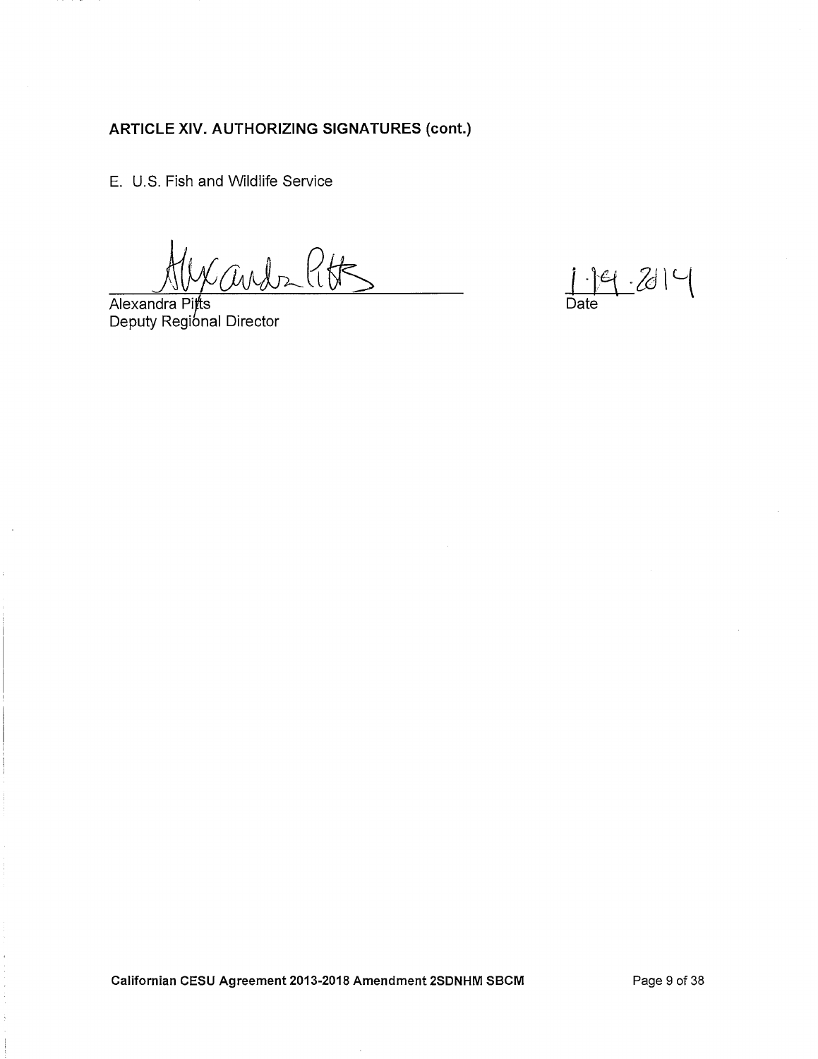**ARTICLE XIV. AUTHORIZING SIGNATURES (cont.)**

E. U.S. Fish and Wildlife Service

Alexandra Pitts
Deputy Regional Director

1-14-2014
Date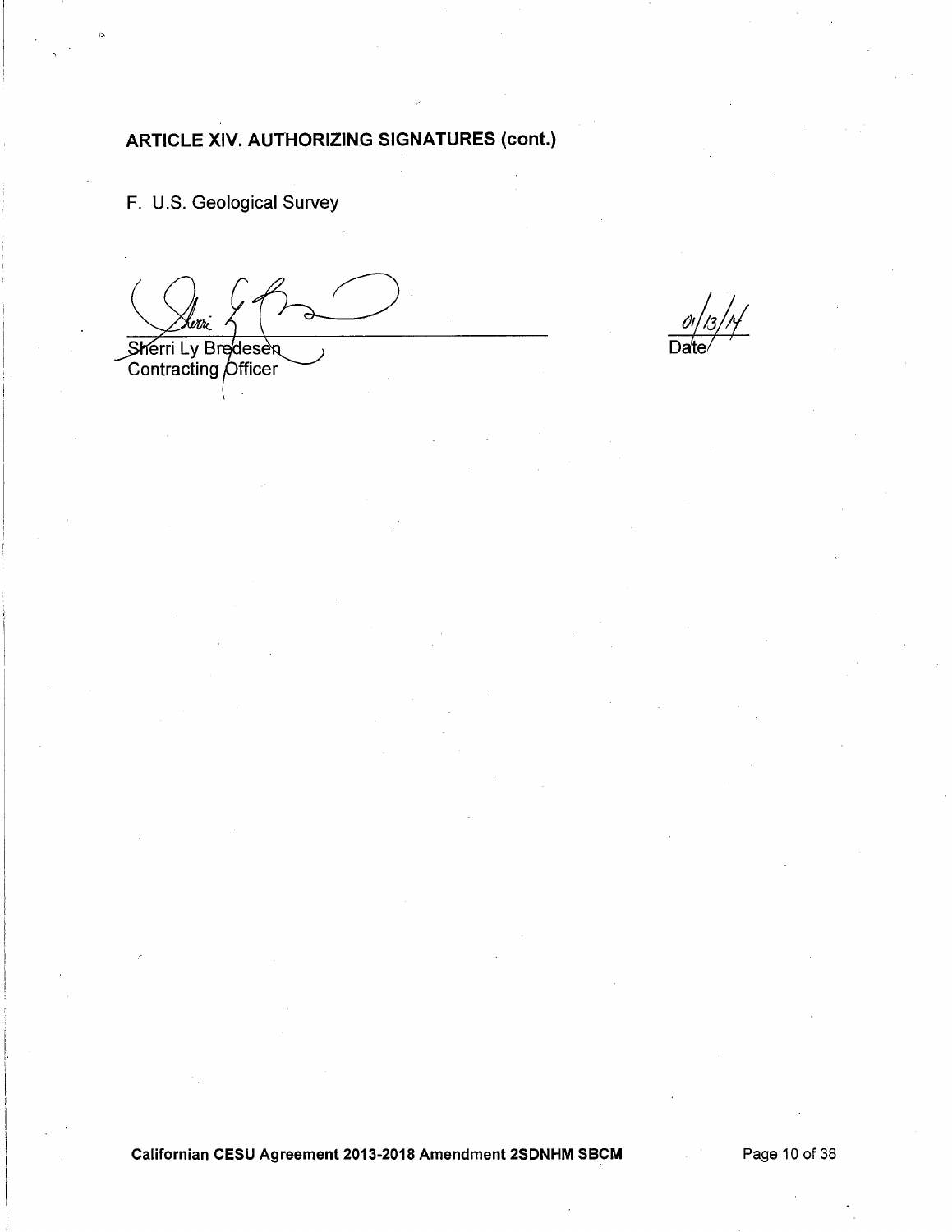## ARTICLE XIV. AUTHORIZING SIGNATURES (cont.)

F. U.S. Geological Survey

Sherri Ly Bredesen
Contracting Officer

01/13/14
Date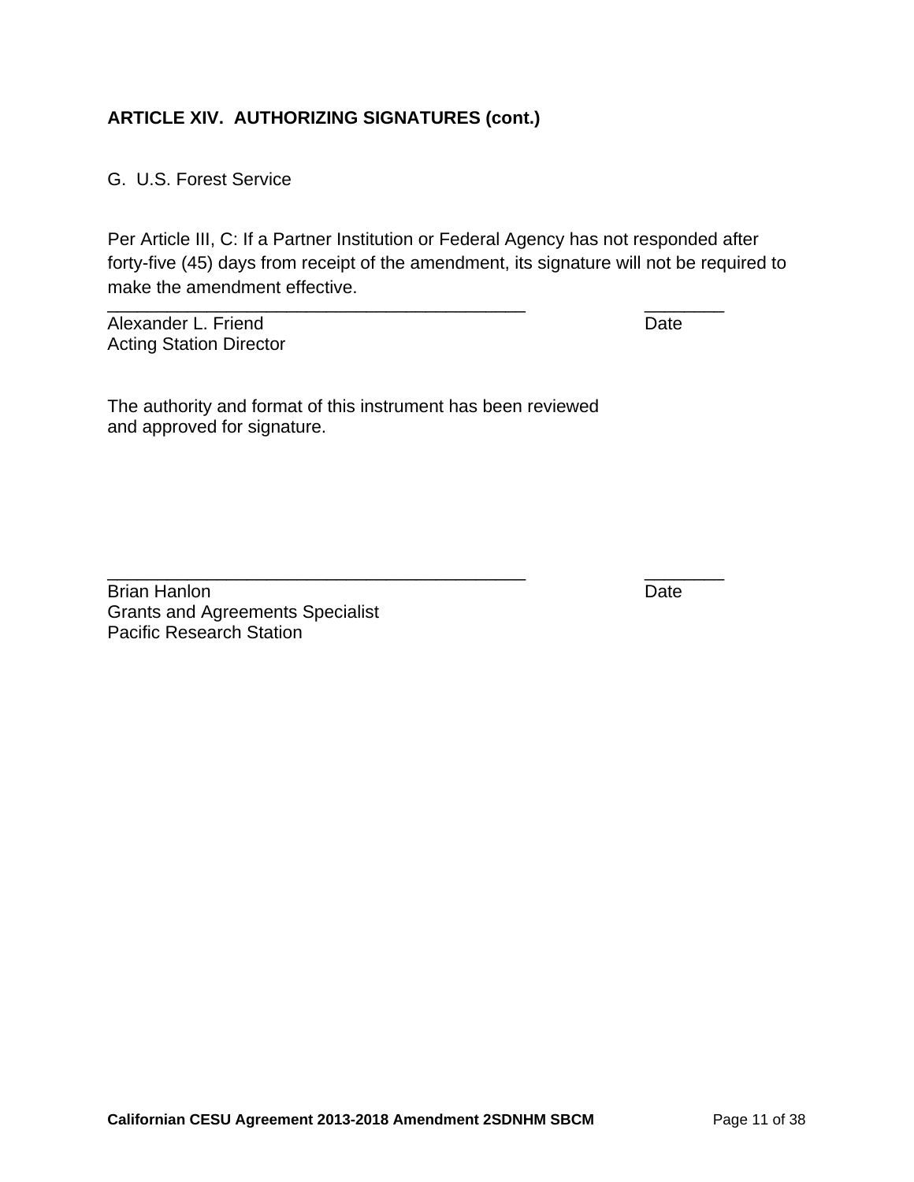**ARTICLE XIV. AUTHORIZING SIGNATURES (cont.)**

G. U.S. Forest Service

Per Article III, C: If a Partner Institution or Federal Agency has not responded after forty-five (45) days from receipt of the amendment, its signature will not be required to make the amendment effective.

___________________________________________ ________

Alexander L. Friend Date

Acting Station Director

The authority and format of this instrument has been reviewed and approved for signature.

___________________________________________ ________

Brian Hanlon Date

Grants and Agreements Specialist

Pacific Research Station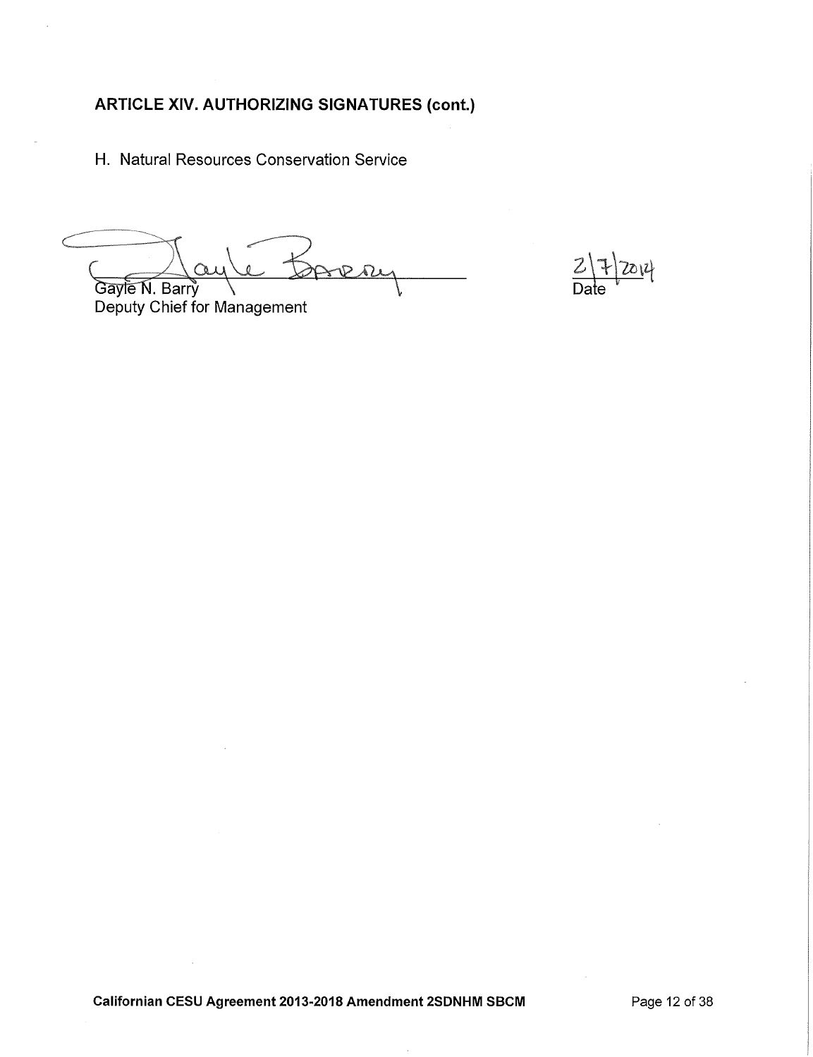## ARTICLE XIV. AUTHORIZING SIGNATURES (cont.)

H. Natural Resources Conservation Service

Gayle N. Barry
Deputy Chief for Management

2/7/2014
Date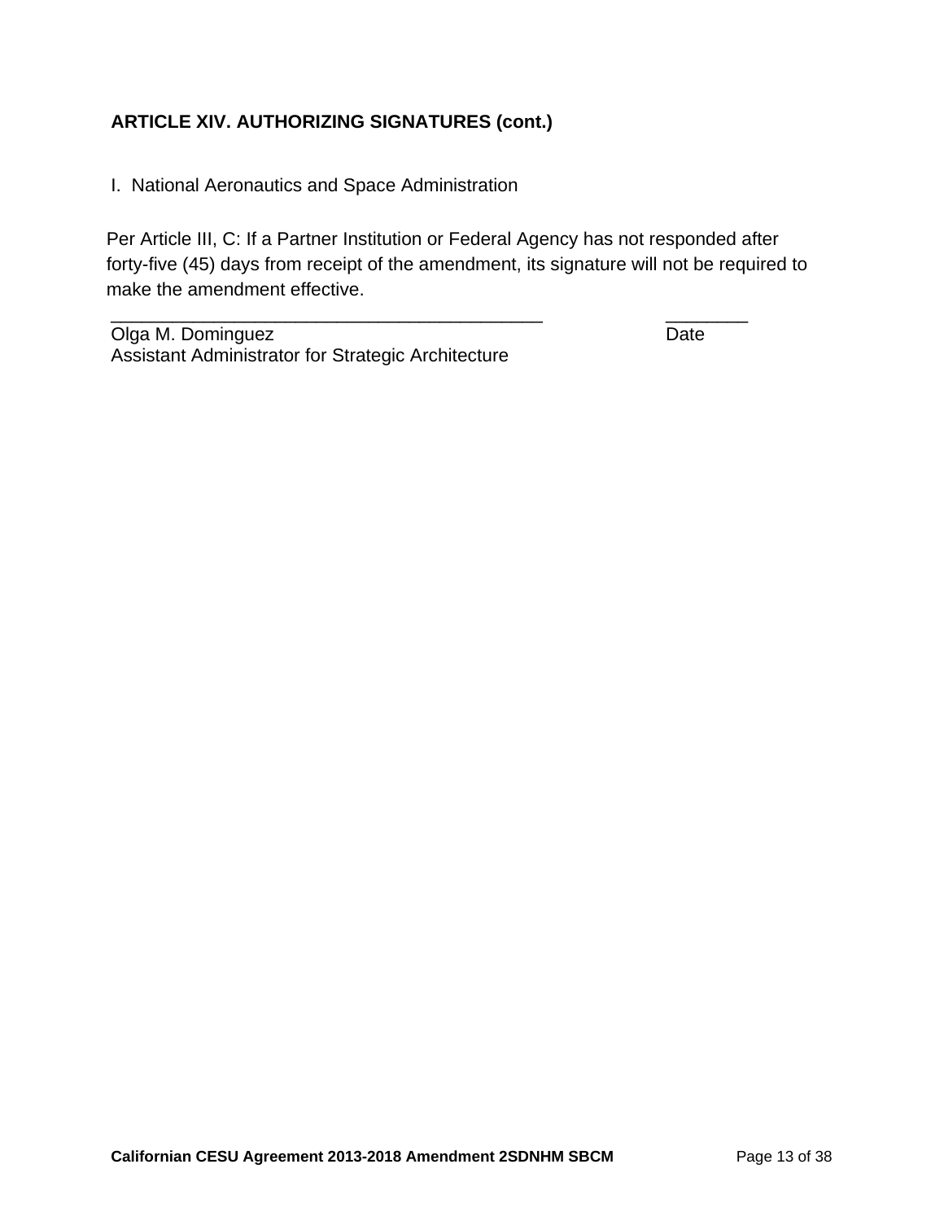**ARTICLE XIV. AUTHORIZING SIGNATURES (cont.)**

I. National Aeronautics and Space Administration

Per Article III, C: If a Partner Institution or Federal Agency has not responded after forty-five (45) days from receipt of the amendment, its signature will not be required to make the amendment effective.

_____________________________________________ ________

Olga M. Dominguez Date

Assistant Administrator for Strategic Architecture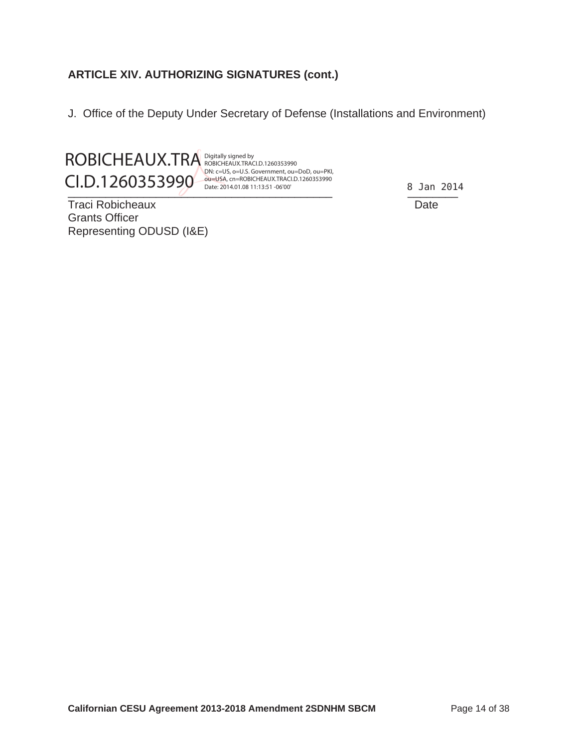**ARTICLE XIV. AUTHORIZING SIGNATURES (cont.)**

J. Office of the Deputy Under Secretary of Defense (Installations and Environment)

ROBICHEAUX.TRACI.D.1260353990 Digitally signed by ROBICHEAUX.TRACI.D.1260353990 DN: c=US, o=U.S. Government, ou=DoD, ou=PKI, ou=USA, cn=ROBICHEAUX.TRACI.D.1260353990 Date: 2014.01.08 11:13:51 -06'00'

8 Jan 2014

Traci Robicheaux
Grants Officer
Representing ODUSD (I&E)

Date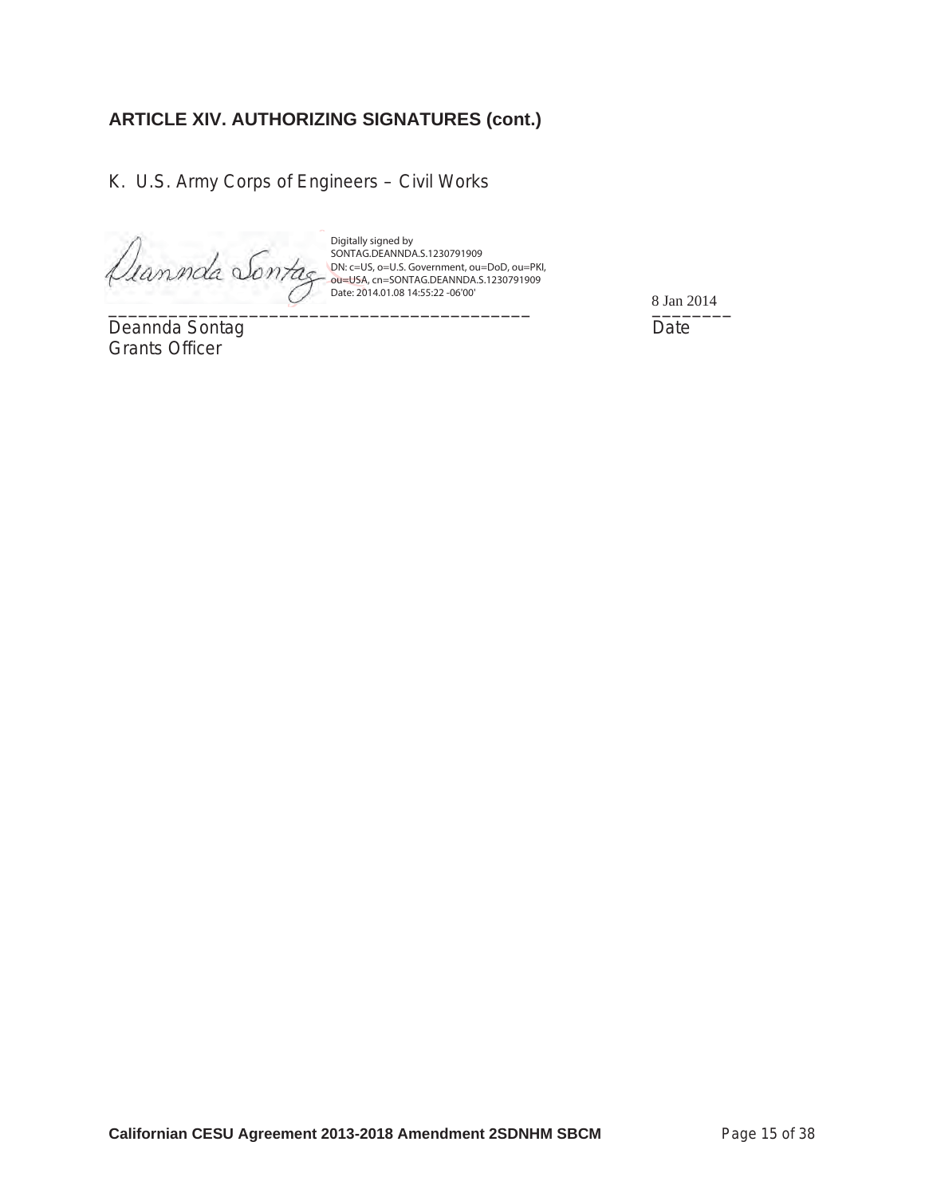## ARTICLE XIV. AUTHORIZING SIGNATURES (cont.)

K. U.S. Army Corps of Engineers – Civil Works

Digitally signed by SONTAG.DEANNDA.S.1230791909
DN: c=US, o=U.S. Government, ou=DoD, ou=PKI, ou=USA, cn=SONTAG.DEANNDA.S.1230791909
Date: 2014.01.08 14:55:22 -06'00'

\_\_\_\_\_\_\_\_\_\_\_\_\_\_\_\_\_\_\_\_\_\_\_\_\_\_\_\_\_\_\_\_\_\_\_\_\_\_\_\_\_ 8 Jan 2014
Deannda Sontag Date
Grants Officer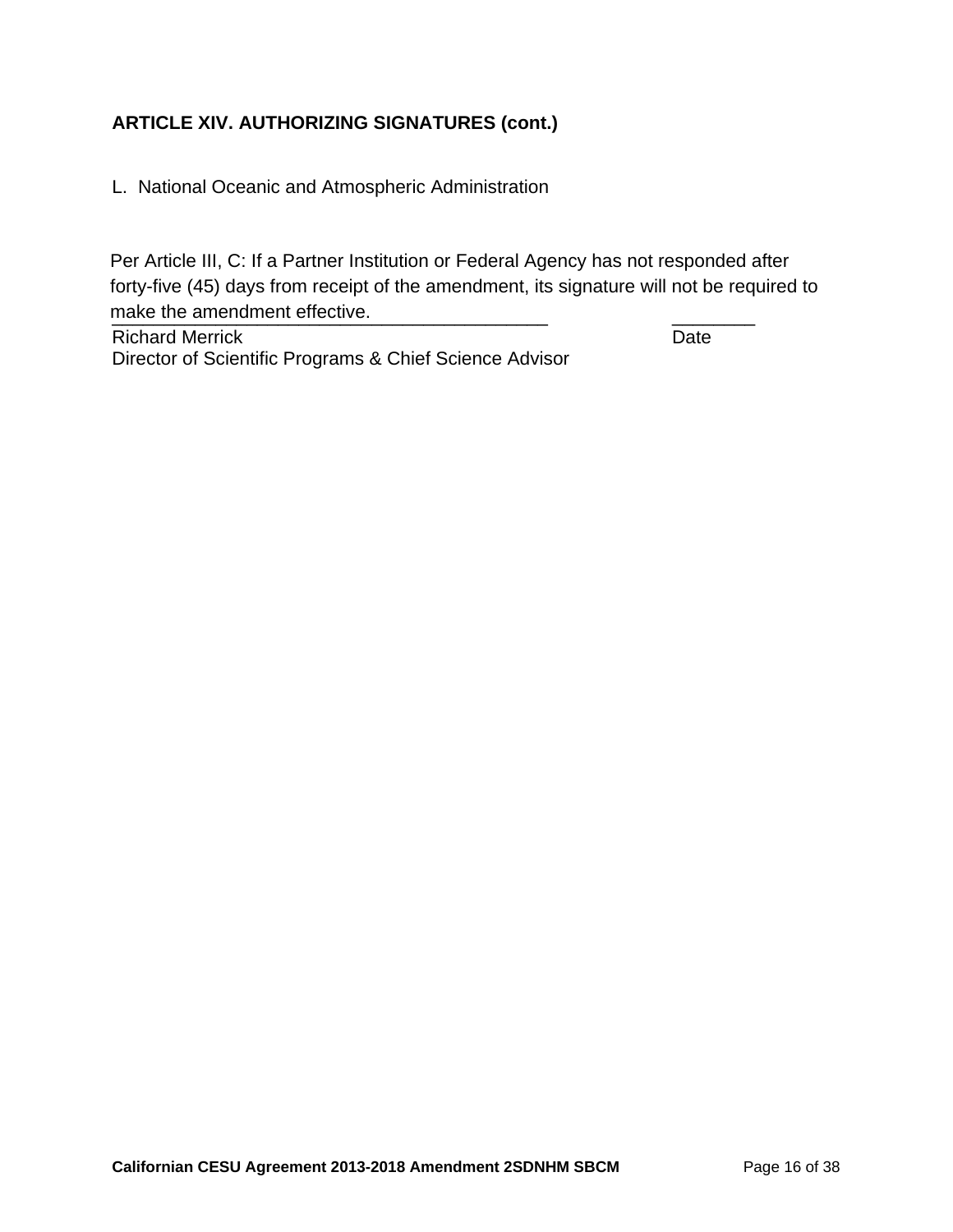**ARTICLE XIV. AUTHORIZING SIGNATURES (cont.)**

L. National Oceanic and Atmospheric Administration

Per Article III, C: If a Partner Institution or Federal Agency has not responded after forty-five (45) days from receipt of the amendment, its signature will not be required to make the amendment effective.

\_\_\_\_\_\_\_\_\_\_\_\_\_\_\_\_\_\_\_\_\_\_\_\_\_\_\_\_\_\_\_\_\_\_\_\_\_\_\_\_ \_\_\_\_\_\_\_\_
Richard Merrick Date
Director of Scientific Programs & Chief Science Advisor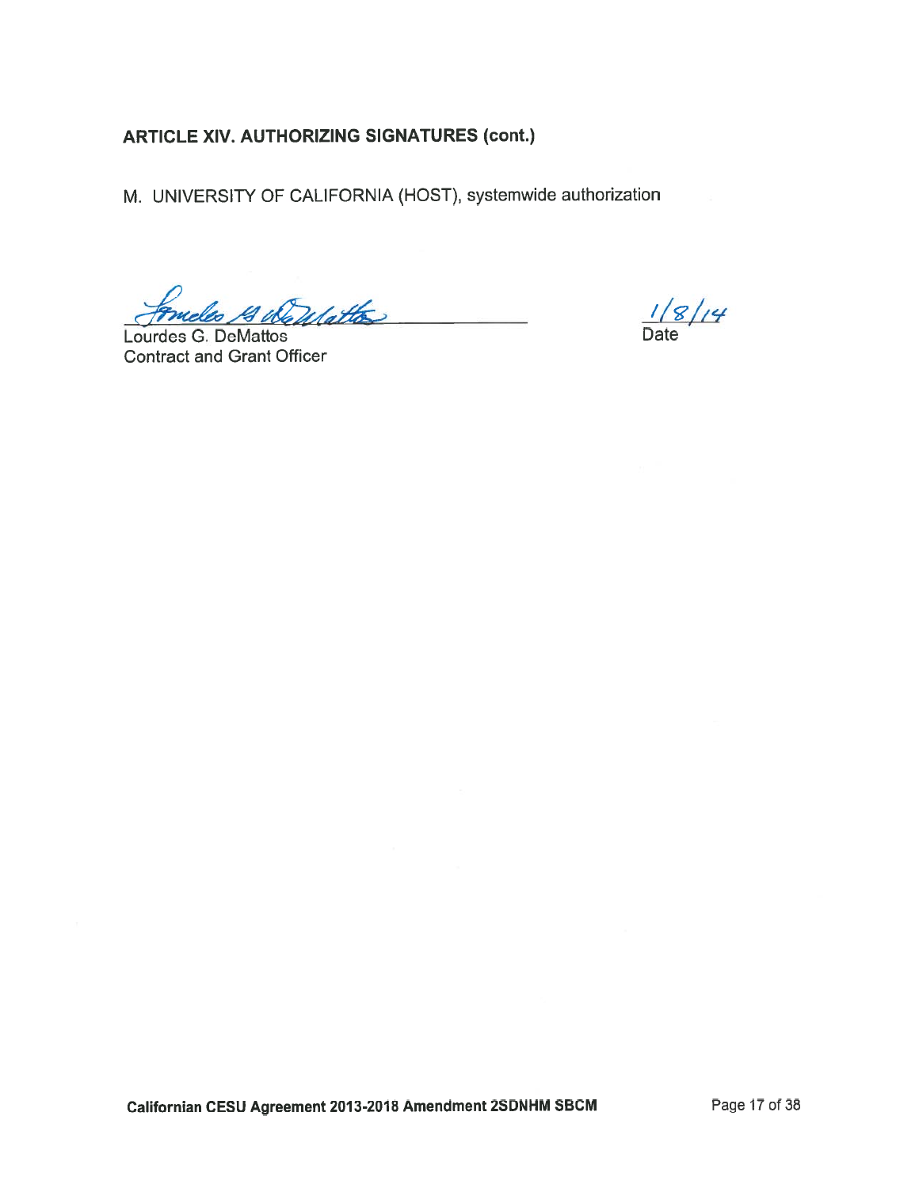**ARTICLE XIV. AUTHORIZING SIGNATURES (cont.)**

M. UNIVERSITY OF CALIFORNIA (HOST), systemwide authorization

Lourdes G. DeMattos
Contract and Grant Officer

1/8/14
Date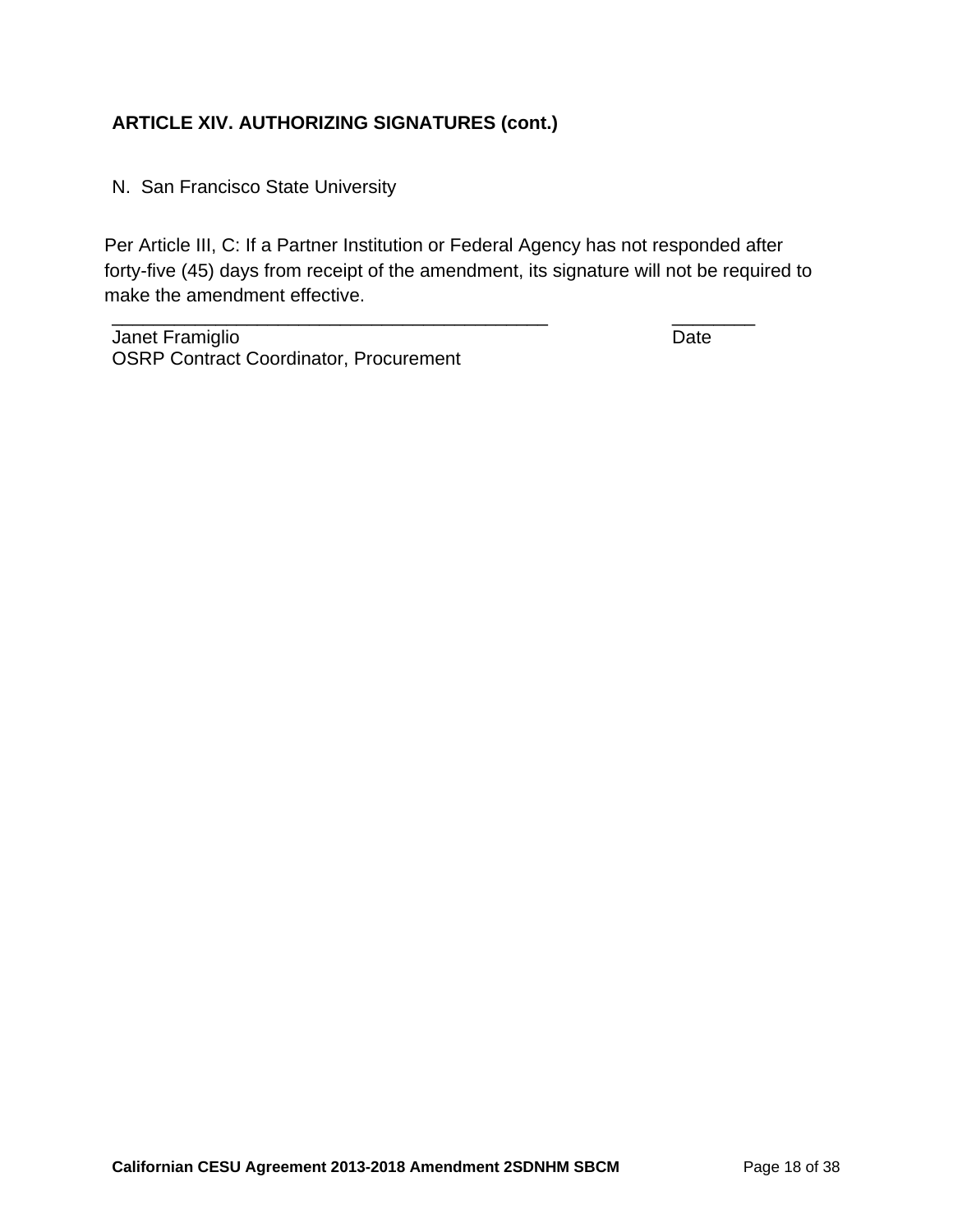**ARTICLE XIV. AUTHORIZING SIGNATURES (cont.)**

N. San Francisco State University

Per Article III, C: If a Partner Institution or Federal Agency has not responded after forty-five (45) days from receipt of the amendment, its signature will not be required to make the amendment effective.

_____________________________________________ ________

Janet Framiglio Date

OSRP Contract Coordinator, Procurement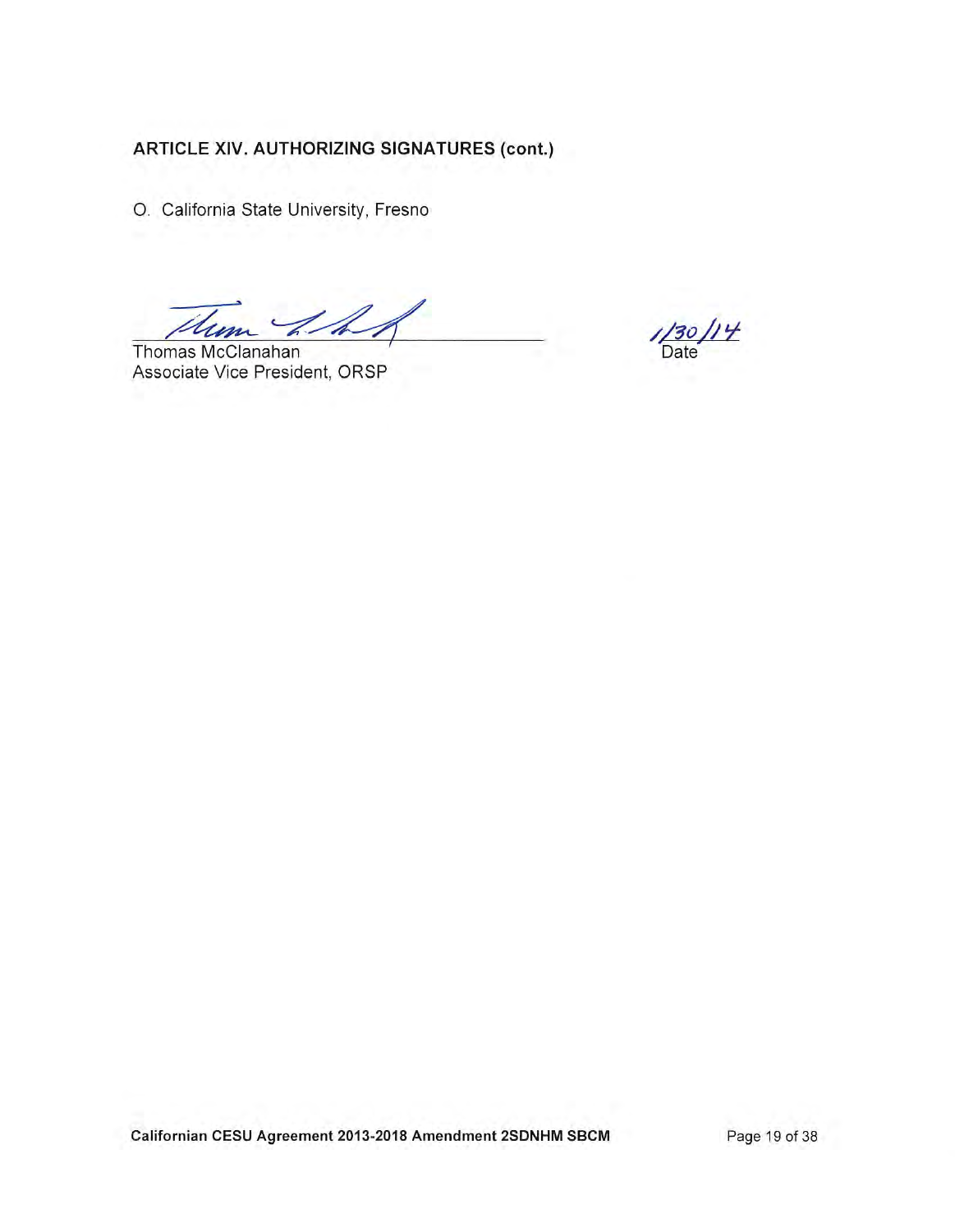**ARTICLE XIV. AUTHORIZING SIGNATURES (cont.)**

O. California State University, Fresno

Thomas McClanahan
Associate Vice President, ORSP

1/30/14
Date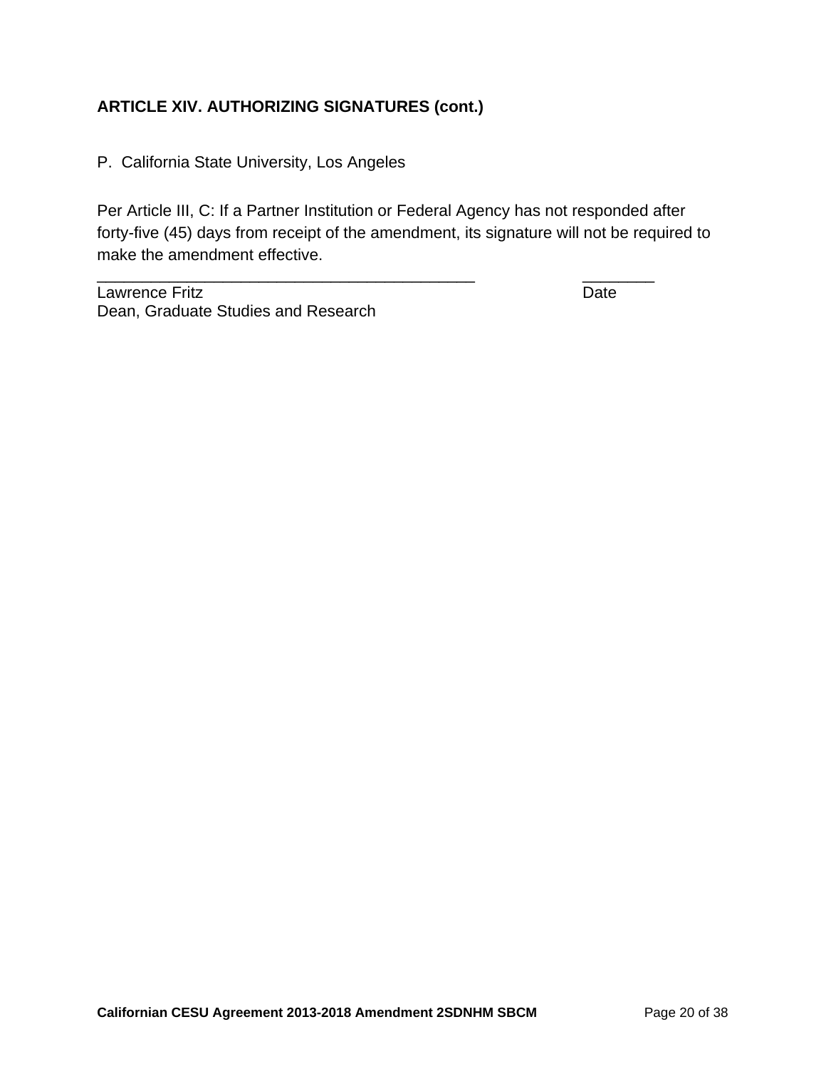**ARTICLE XIV. AUTHORIZING SIGNATURES (cont.)**

P. California State University, Los Angeles

Per Article III, C: If a Partner Institution or Federal Agency has not responded after forty-five (45) days from receipt of the amendment, its signature will not be required to make the amendment effective.

\_\_\_\_\_\_\_\_\_\_\_\_\_\_\_\_\_\_\_\_\_\_\_\_\_\_\_\_\_\_\_\_\_\_\_\_\_\_\_\_\_\_\_ \_\_\_\_\_\_\_\_
Lawrence Fritz Date
Dean, Graduate Studies and Research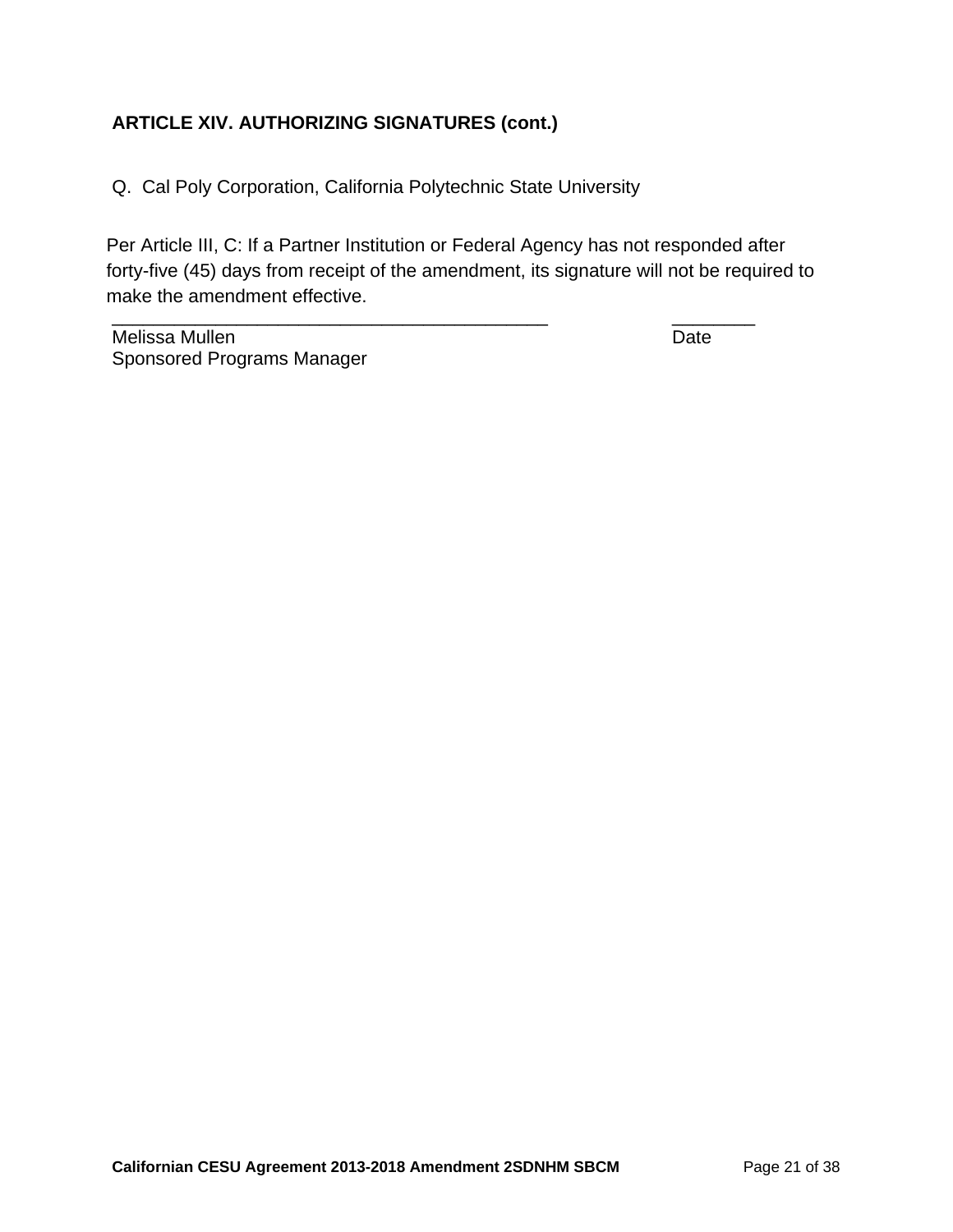**ARTICLE XIV. AUTHORIZING SIGNATURES (cont.)**

Q. Cal Poly Corporation, California Polytechnic State University

Per Article III, C: If a Partner Institution or Federal Agency has not responded after forty-five (45) days from receipt of the amendment, its signature will not be required to make the amendment effective.

\_\_\_\_\_\_\_\_\_\_\_\_\_\_\_\_\_\_\_\_\_\_\_\_\_\_\_\_\_\_\_\_\_\_\_\_\_\_\_\_\_\_\_\_ \_\_\_\_\_\_\_\_
Melissa Mullen Date
Sponsored Programs Manager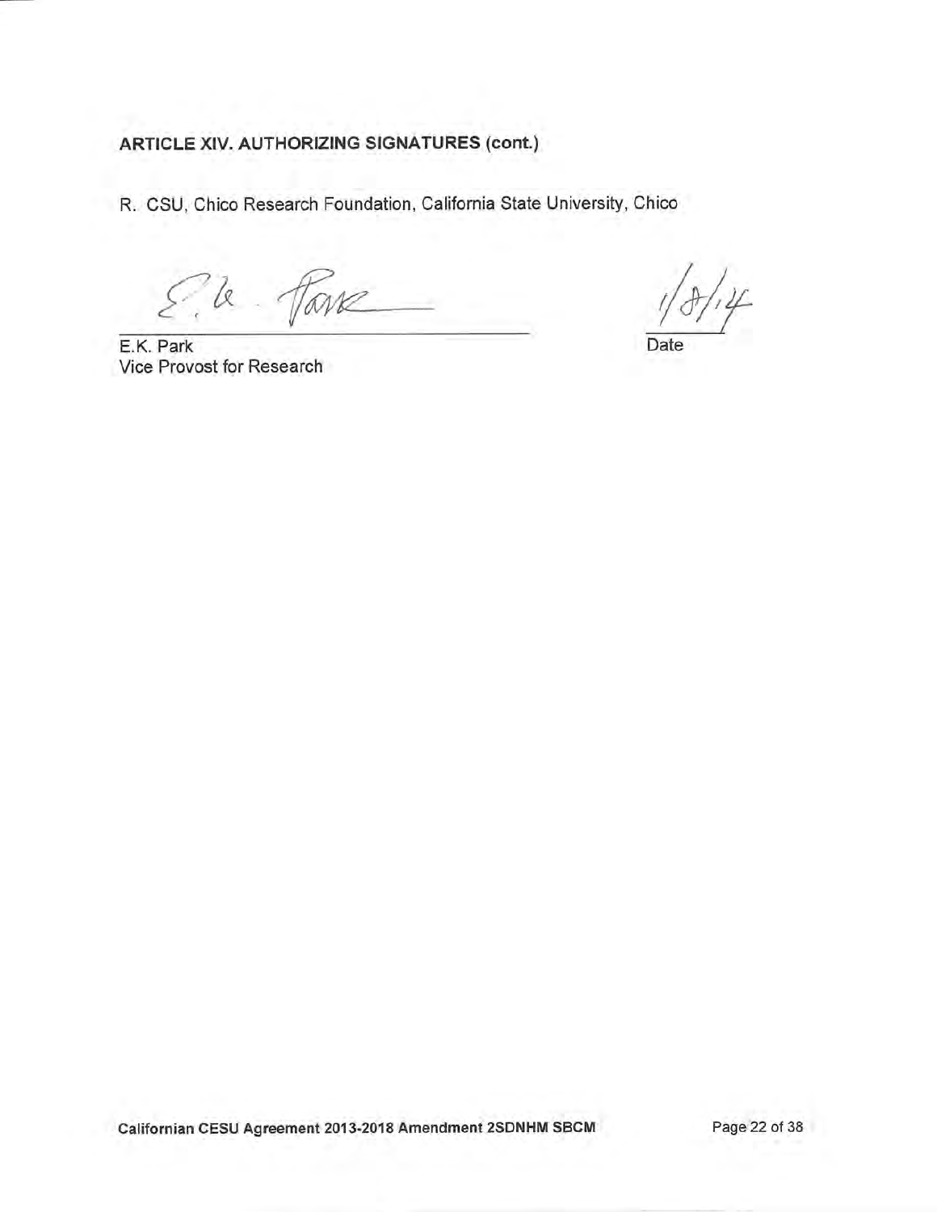**ARTICLE XIV. AUTHORIZING SIGNATURES (cont.)**

R. CSU, Chico Research Foundation, California State University, Chico

E.K. Park
Vice Provost for Research

1/8/14
Date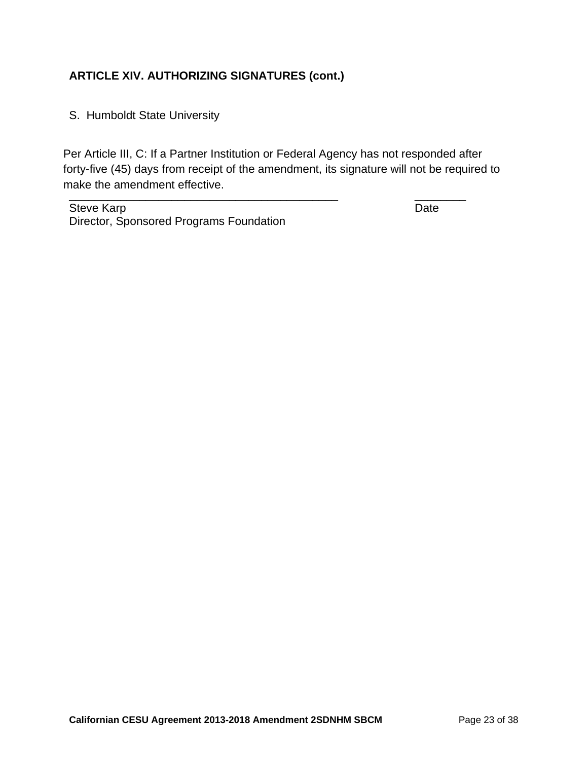**ARTICLE XIV. AUTHORIZING SIGNATURES (cont.)**

S. Humboldt State University

Per Article III, C: If a Partner Institution or Federal Agency has not responded after forty-five (45) days from receipt of the amendment, its signature will not be required to make the amendment effective.

\_\_\_\_\_\_\_\_\_\_\_\_\_\_\_\_\_\_\_\_\_\_\_\_\_\_\_\_\_\_\_\_\_\_\_\_\_\_\_\_\_\_ \_\_\_\_\_\_\_\_
Steve Karp Date
Director, Sponsored Programs Foundation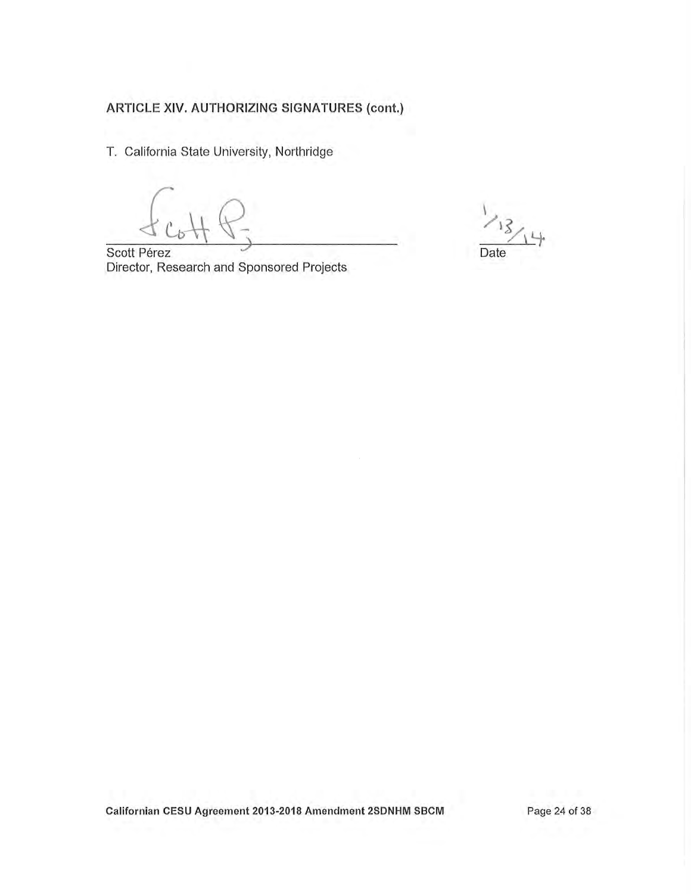## ARTICLE XIV. AUTHORIZING SIGNATURES (cont.)

T. California State University, Northridge

Scott Pérez
Director, Research and Sponsored Projects

1/13/14
Date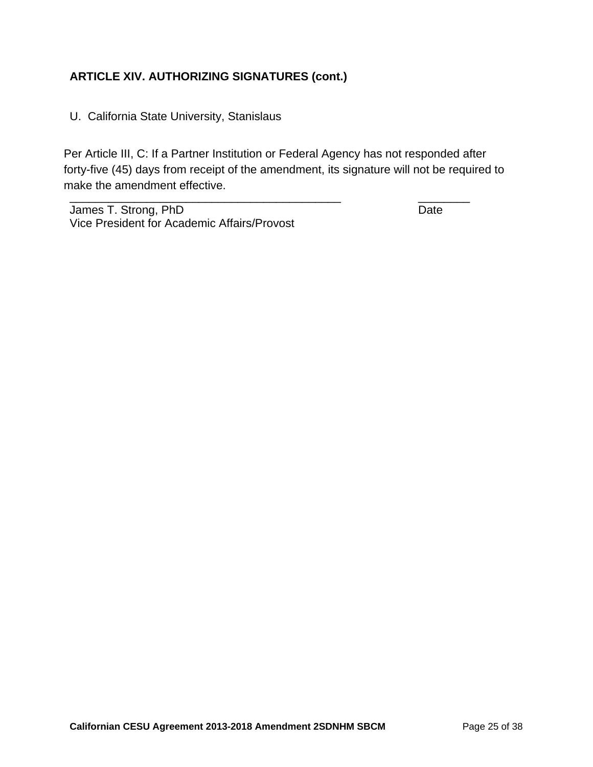**ARTICLE XIV. AUTHORIZING SIGNATURES (cont.)**

U. California State University, Stanislaus

Per Article III, C: If a Partner Institution or Federal Agency has not responded after forty-five (45) days from receipt of the amendment, its signature will not be required to make the amendment effective.

\_\_\_\_\_\_\_\_\_\_\_\_\_\_\_\_\_\_\_\_\_\_\_\_\_\_\_\_\_\_\_\_\_\_\_\_\_\_\_\_\_\_\_\_ \_\_\_\_\_\_\_\_

James T. Strong, PhD Date

Vice President for Academic Affairs/Provost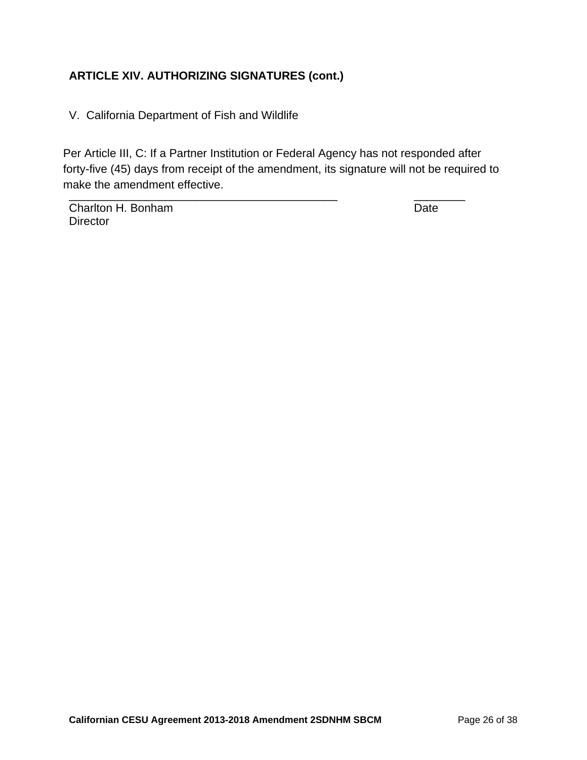**ARTICLE XIV. AUTHORIZING SIGNATURES (cont.)**

V. California Department of Fish and Wildlife

Per Article III, C: If a Partner Institution or Federal Agency has not responded after forty-five (45) days from receipt of the amendment, its signature will not be required to make the amendment effective.

_____________________________________________ ________

Charlton H. Bonham Date

Director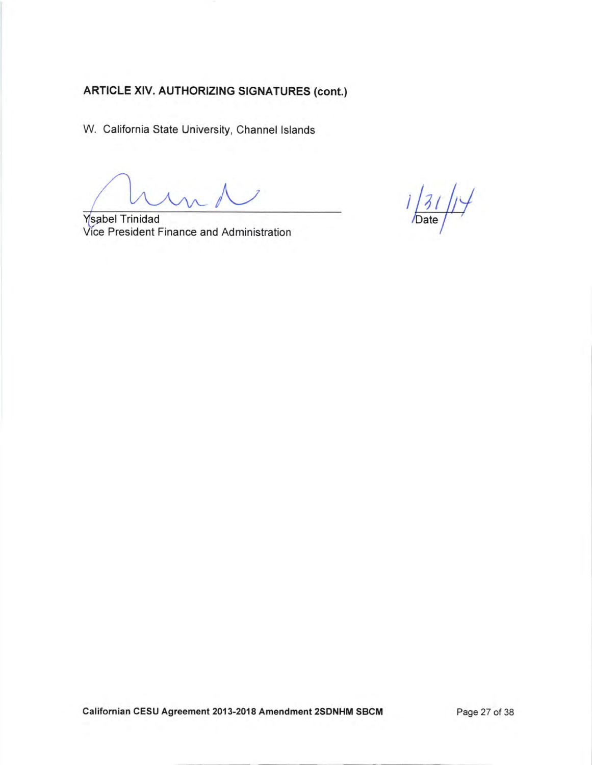## ARTICLE XIV. AUTHORIZING SIGNATURES (cont.)

W. California State University, Channel Islands

Ysabel Trinidad
Vice President Finance and Administration

1/31/14
Date

Californian CESU Agreement 2013-2018 Amendment 2SDNHM SBCM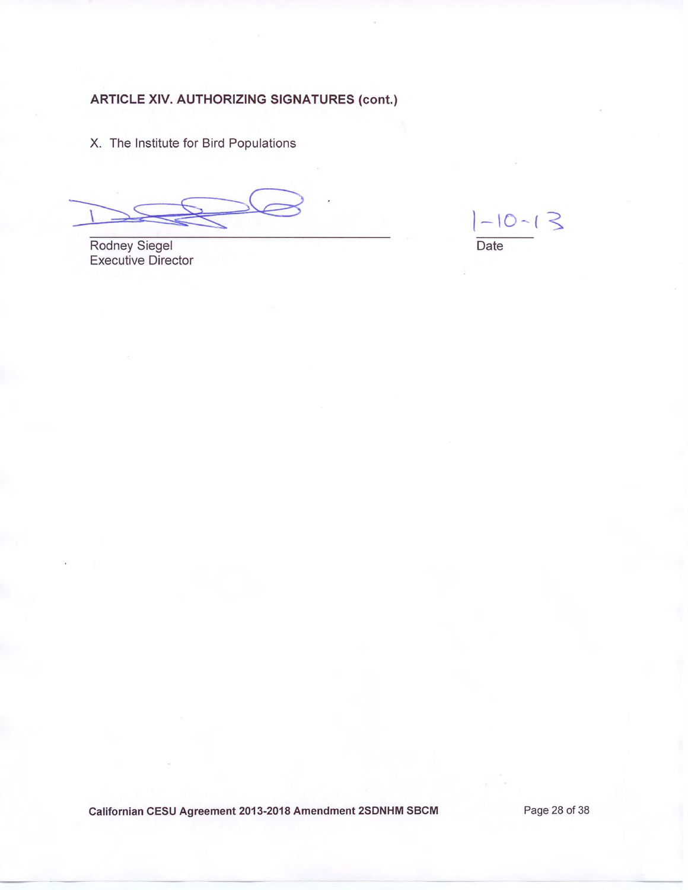**ARTICLE XIV. AUTHORIZING SIGNATURES (cont.)**

X. The Institute for Bird Populations

Rodney Siegel
Executive Director

1-10-13
Date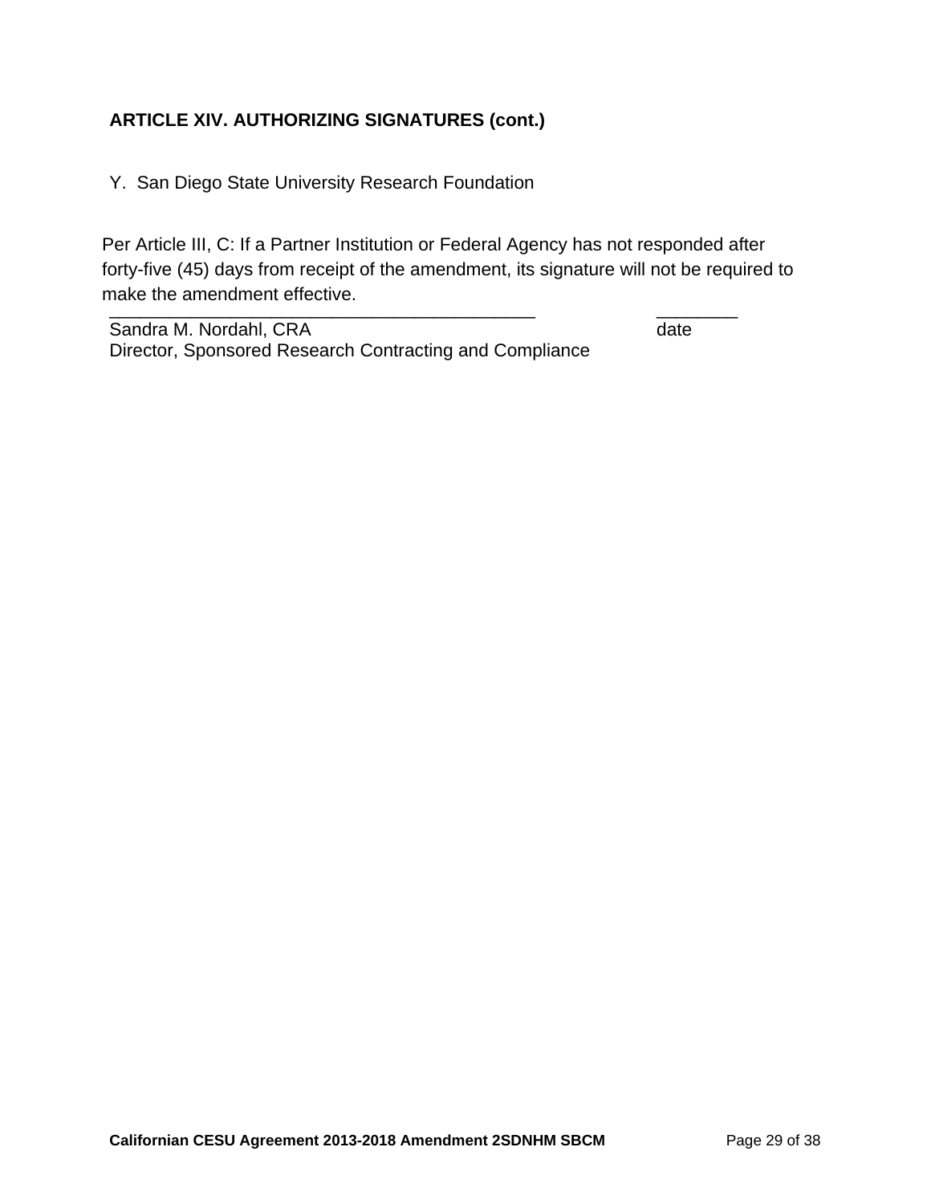**ARTICLE XIV. AUTHORIZING SIGNATURES (cont.)**

Y. San Diego State University Research Foundation

Per Article III, C: If a Partner Institution or Federal Agency has not responded after forty-five (45) days from receipt of the amendment, its signature will not be required to make the amendment effective.

_____________________________________________ ________

Sandra M. Nordahl, CRA date

Director, Sponsored Research Contracting and Compliance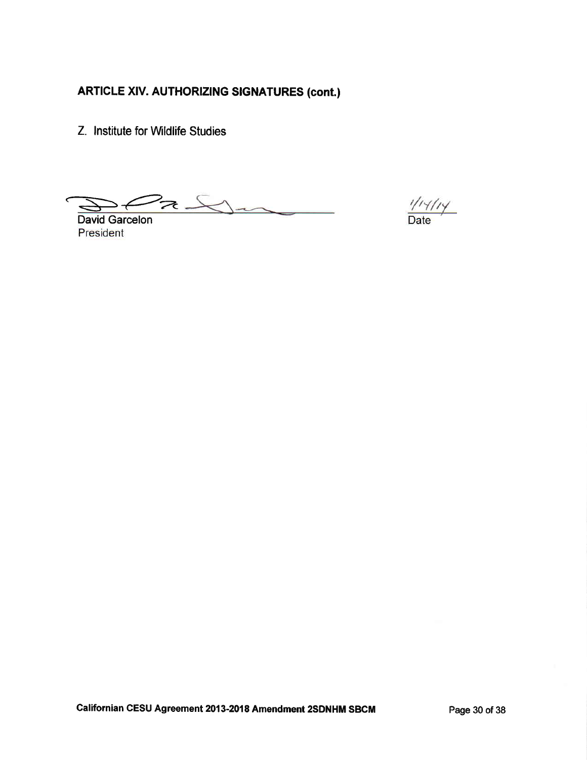## ARTICLE XIV. AUTHORIZING SIGNATURES (cont.)

Z. Institute for Wildlife Studies

David Garcelon
President

1/14/14
Date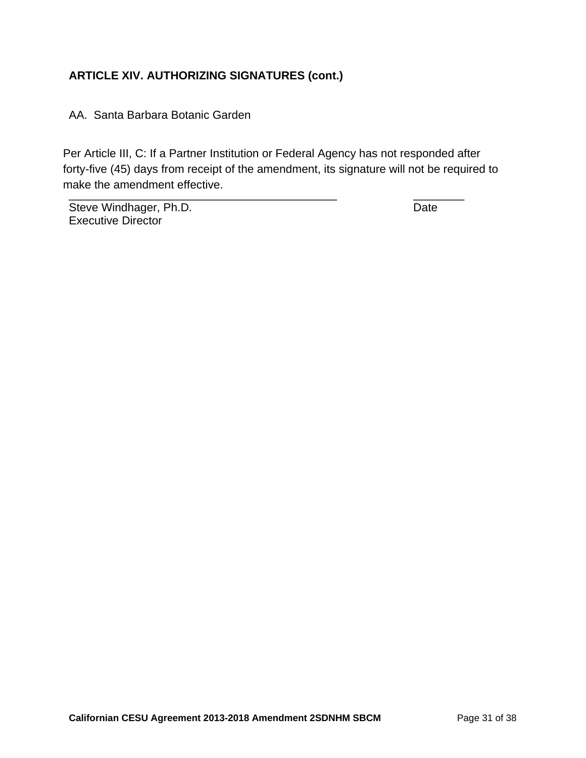**ARTICLE XIV. AUTHORIZING SIGNATURES (cont.)**

AA. Santa Barbara Botanic Garden

Per Article III, C: If a Partner Institution or Federal Agency has not responded after forty-five (45) days from receipt of the amendment, its signature will not be required to make the amendment effective.

_____________________________________________ ________

Steve Windhager, Ph.D. Date

Executive Director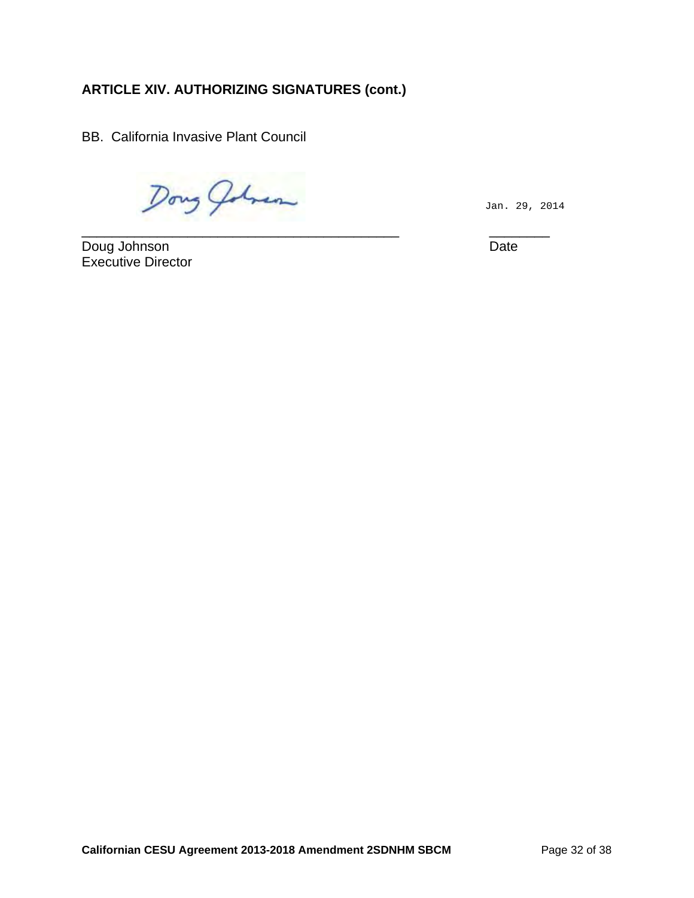**ARTICLE XIV. AUTHORIZING SIGNATURES (cont.)**

BB. California Invasive Plant Council

Jan. 29, 2014

_____________________________________________ ________

Doug Johnson Date
Executive Director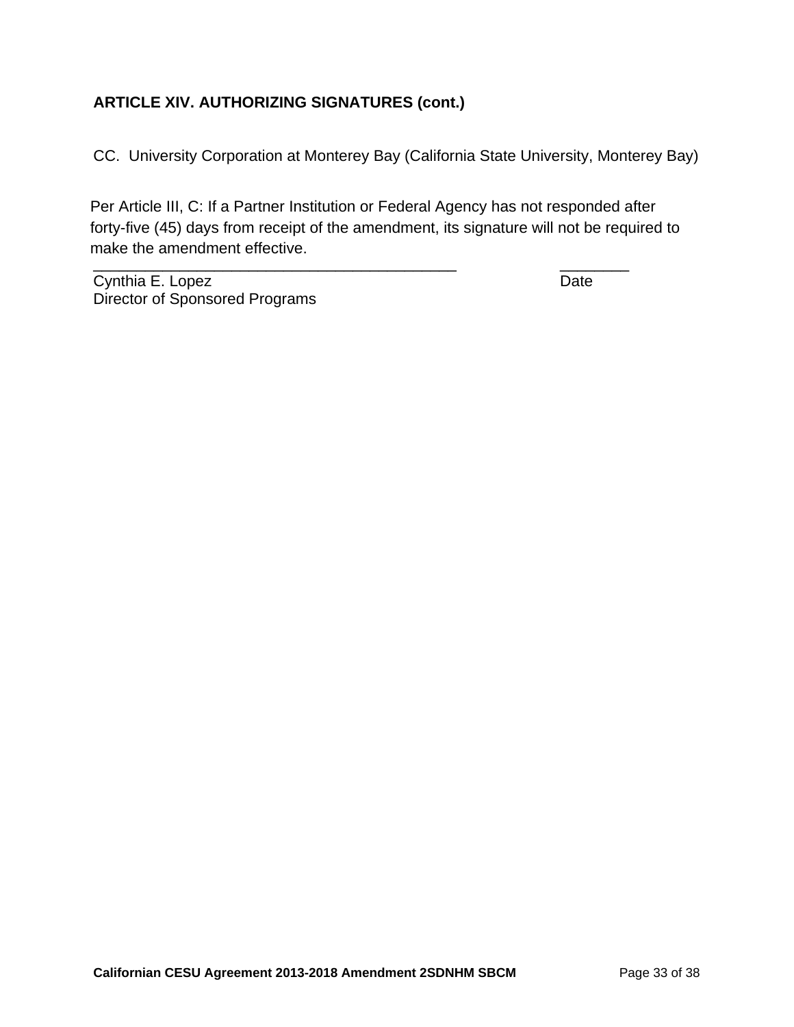**ARTICLE XIV. AUTHORIZING SIGNATURES (cont.)**

CC. University Corporation at Monterey Bay (California State University, Monterey Bay)

Per Article III, C: If a Partner Institution or Federal Agency has not responded after forty-five (45) days from receipt of the amendment, its signature will not be required to make the amendment effective.

_____________________________________________ ________

Cynthia E. Lopez Date

Director of Sponsored Programs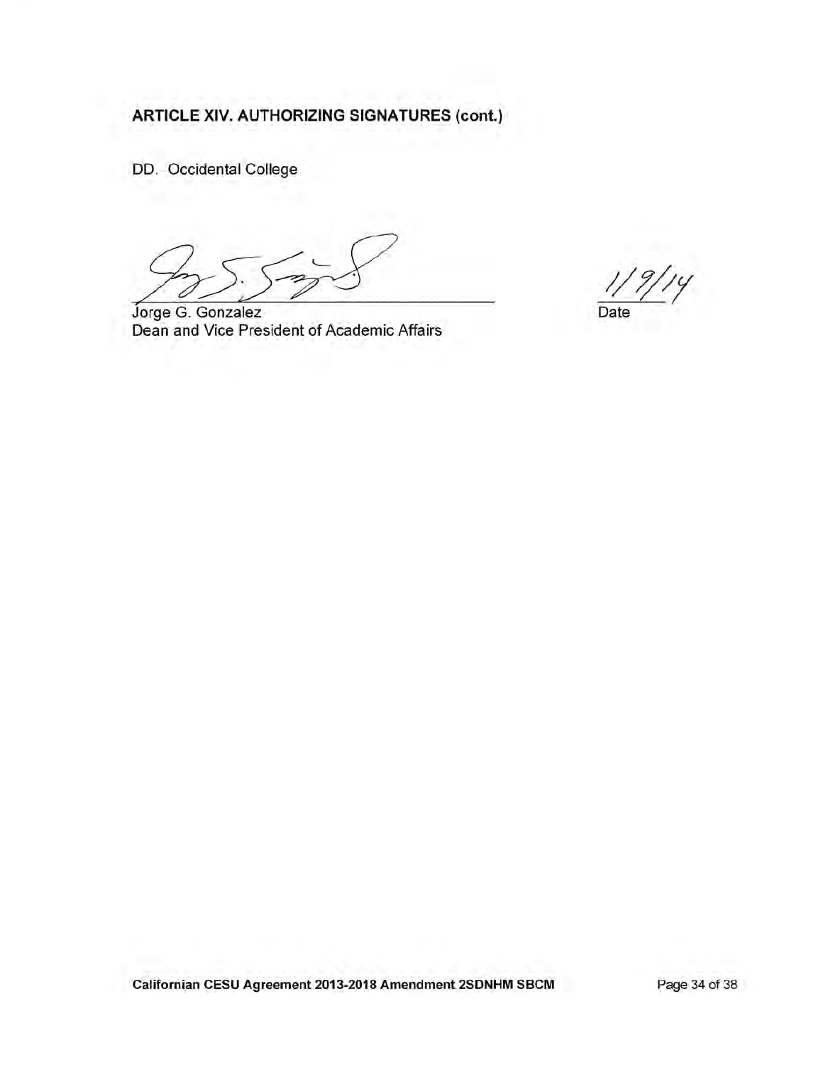## ARTICLE XIV. AUTHORIZING SIGNATURES (cont.)

DD. Occidental College

Jorge G. Gonzalez
Dean and Vice President of Academic Affairs

1/9/14
Date

Californian CESU Agreement 2013-2018 Amendment 2SDNHM SBCM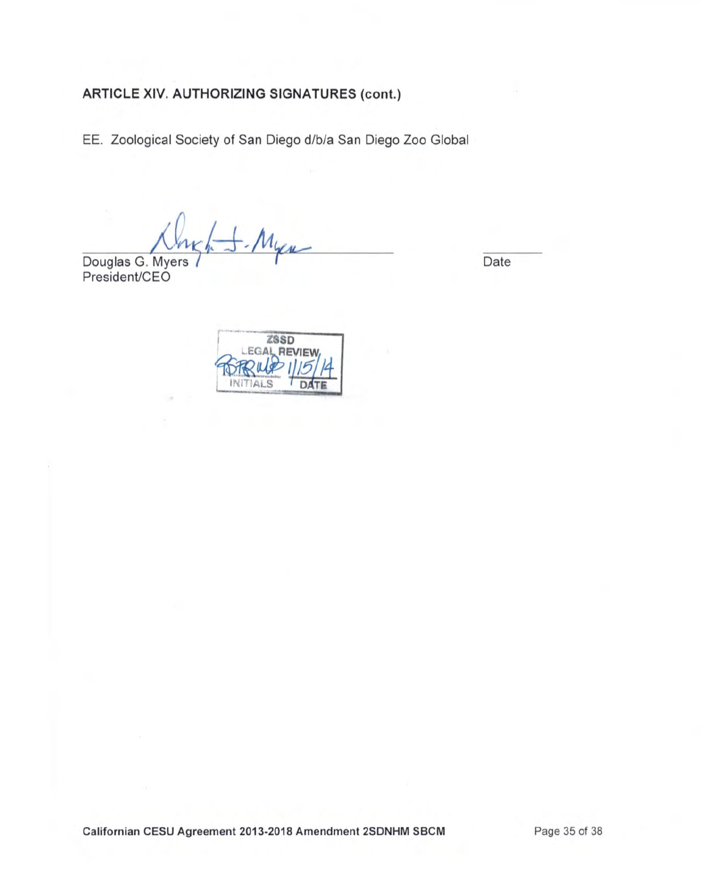**ARTICLE XIV. AUTHORIZING SIGNATURES (cont.)**

EE. Zoological Society of San Diego d/b/a San Diego Zoo Global

Douglas G. Myers
President/CEO

Date

ZSSD
LEGAL REVIEW
INITIALS 1/15/14 DATE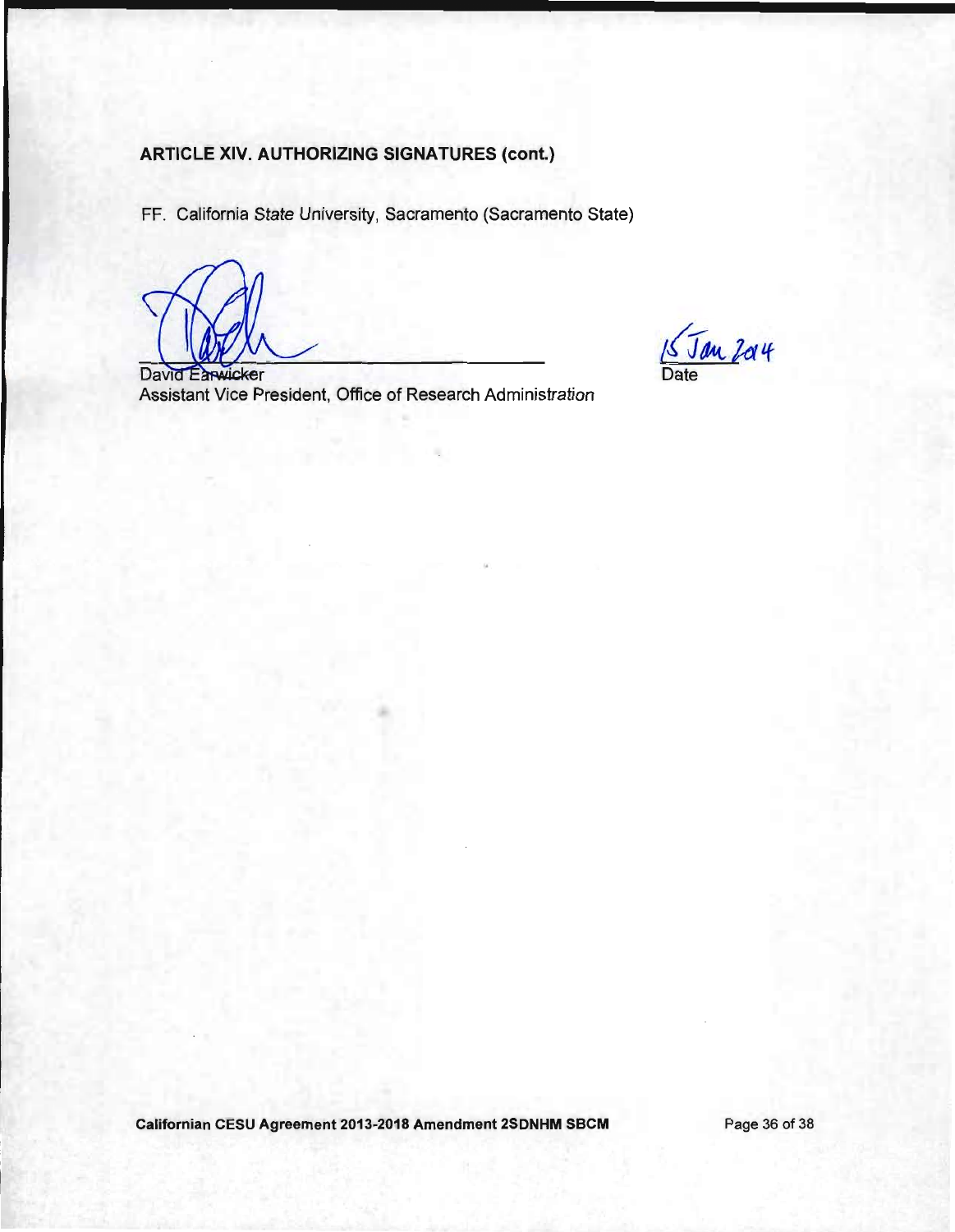## ARTICLE XIV. AUTHORIZING SIGNATURES (cont.)

FF. California State University, Sacramento (Sacramento State)

_______________________________ 15 Jan 2014
David Earwicker Date
Assistant Vice President, Office of Research Administration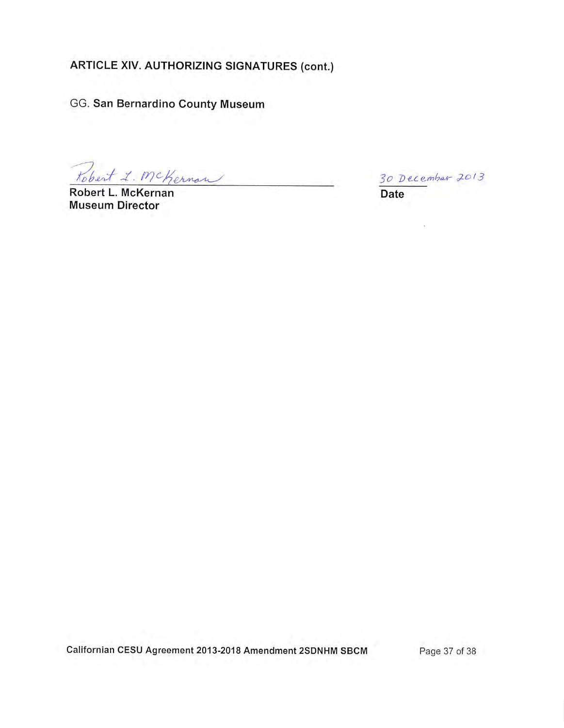## ARTICLE XIV. AUTHORIZING SIGNATURES (cont.)

GG. **San Bernardino County Museum**

Robert L. McKernan

**Robert L. McKernan**
**Museum Director**

30 December 2013

**Date**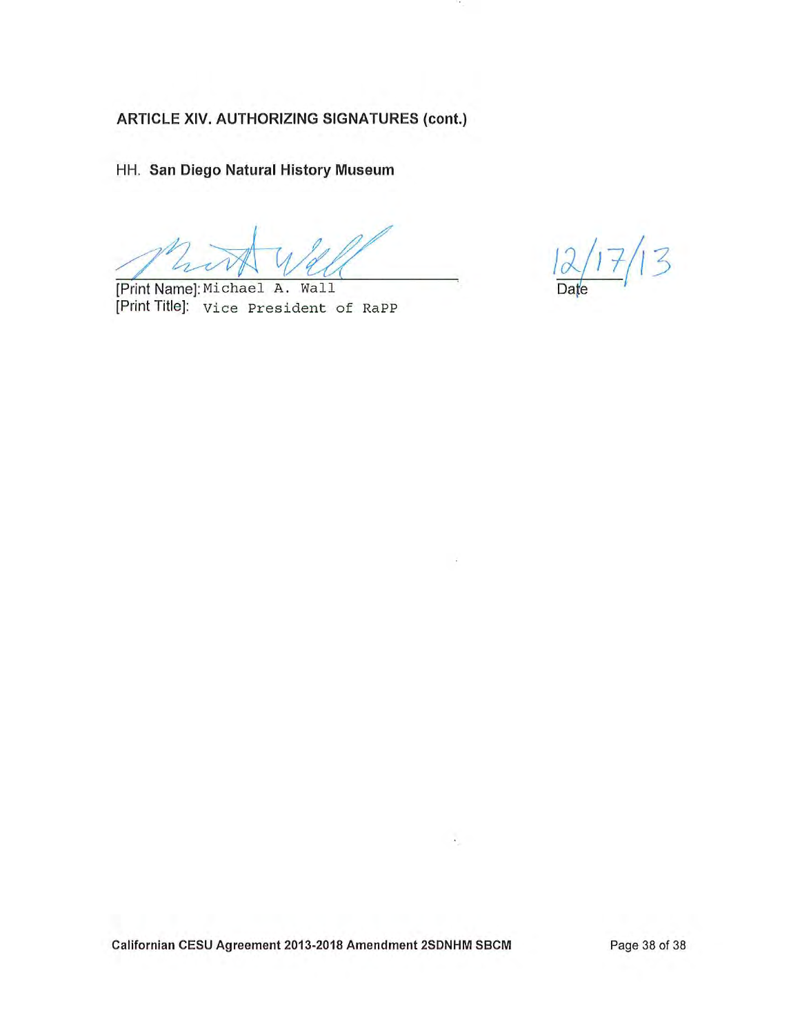## ARTICLE XIV. AUTHORIZING SIGNATURES (cont.)

HH. **San Diego Natural History Museum**

[Print Name]: Michael A. Wall
[Print Title]: Vice President of RaPP

12/17/13
Date